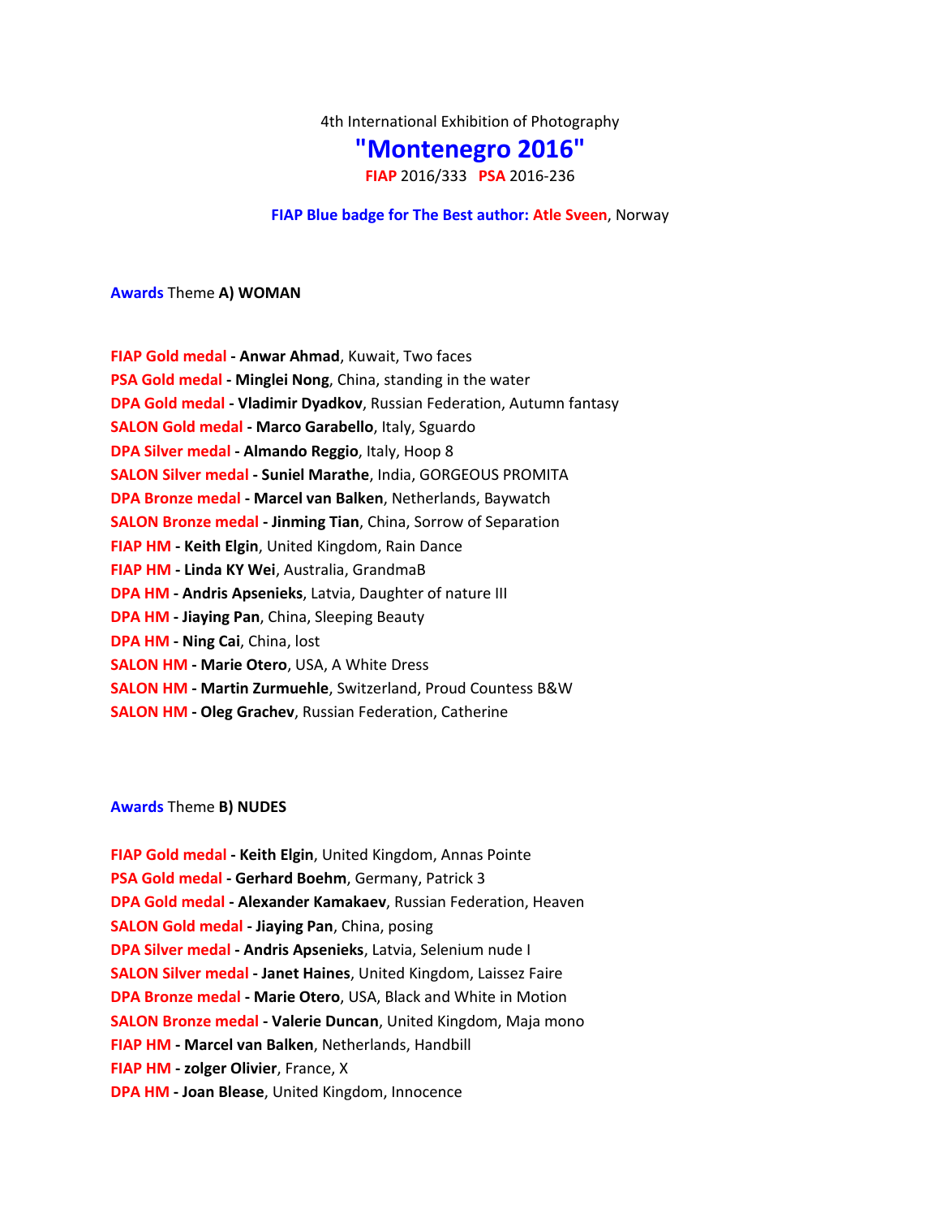4th International Exhibition of Photography

# "Montenegro 2016"

**FIAP** 2016/333 **PSA** 2016-236

**FIAP Blue badge for The Best author: Atle Sveen**, Norway

## Awards Theme **A) WOMAN**

**FIAP Gold medal - Anwar Ahmad**, Kuwait, Two faces
**PSA Gold medal - Minglei Nong**, China, standing in the water
**DPA Gold medal - Vladimir Dyadkov**, Russian Federation, Autumn fantasy
**SALON Gold medal - Marco Garabello**, Italy, Sguardo
**DPA Silver medal - Almando Reggio**, Italy, Hoop 8
**SALON Silver medal - Suniel Marathe**, India, GORGEOUS PROMITA
**DPA Bronze medal - Marcel van Balken**, Netherlands, Baywatch
**SALON Bronze medal - Jinming Tian**, China, Sorrow of Separation
**FIAP HM - Keith Elgin**, United Kingdom, Rain Dance
**FIAP HM - Linda KY Wei**, Australia, GrandmaB
**DPA HM - Andris Apsenieks**, Latvia, Daughter of nature III
**DPA HM - Jiaying Pan**, China, Sleeping Beauty
**DPA HM - Ning Cai**, China, lost
**SALON HM - Marie Otero**, USA, A White Dress
**SALON HM - Martin Zurmuehle**, Switzerland, Proud Countess B&W
**SALON HM - Oleg Grachev**, Russian Federation, Catherine

## Awards Theme **B) NUDES**

**FIAP Gold medal - Keith Elgin**, United Kingdom, Annas Pointe
**PSA Gold medal - Gerhard Boehm**, Germany, Patrick 3
**DPA Gold medal - Alexander Kamakaev**, Russian Federation, Heaven
**SALON Gold medal - Jiaying Pan**, China, posing
**DPA Silver medal - Andris Apsenieks**, Latvia, Selenium nude I
**SALON Silver medal - Janet Haines**, United Kingdom, Laissez Faire
**DPA Bronze medal - Marie Otero**, USA, Black and White in Motion
**SALON Bronze medal - Valerie Duncan**, United Kingdom, Maja mono
**FIAP HM - Marcel van Balken**, Netherlands, Handbill
**FIAP HM - zolger Olivier**, France, X
**DPA HM - Joan Blease**, United Kingdom, Innocence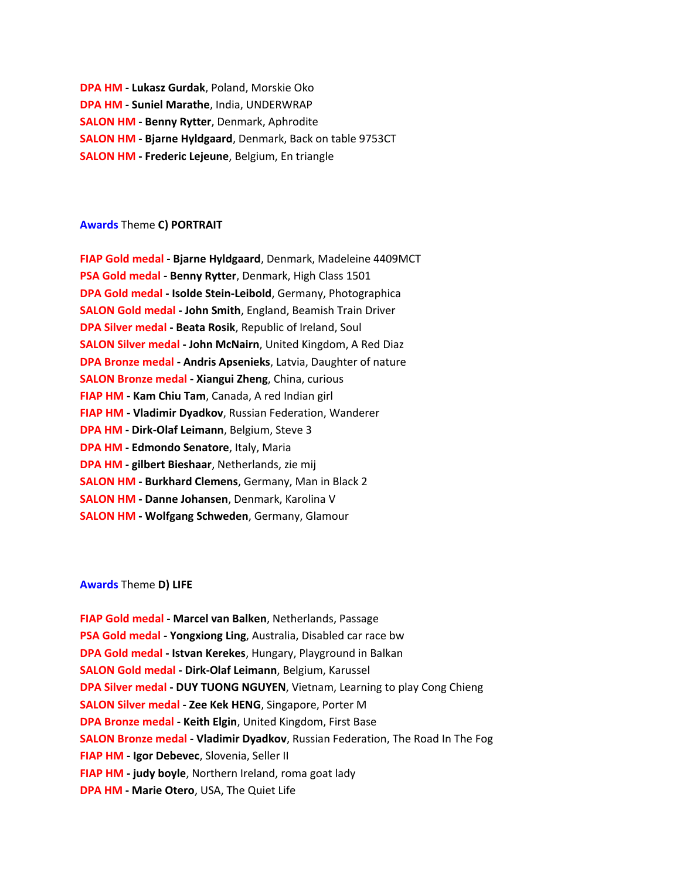**DPA HM - Lukasz Gurdak**, Poland, Morskie Oko

**DPA HM - Suniel Marathe**, India, UNDERWRAP

**SALON HM - Benny Rytter**, Denmark, Aphrodite

**SALON HM - Bjarne Hyldgaard**, Denmark, Back on table 9753CT

**SALON HM - Frederic Lejeune**, Belgium, En triangle

Awards Theme **C) PORTRAIT**

**FIAP Gold medal - Bjarne Hyldgaard**, Denmark, Madeleine 4409MCT

**PSA Gold medal - Benny Rytter**, Denmark, High Class 1501

**DPA Gold medal - Isolde Stein-Leibold**, Germany, Photographica

**SALON Gold medal - John Smith**, England, Beamish Train Driver

**DPA Silver medal - Beata Rosik**, Republic of Ireland, Soul

**SALON Silver medal - John McNairn**, United Kingdom, A Red Diaz

**DPA Bronze medal - Andris Apsenieks**, Latvia, Daughter of nature

**SALON Bronze medal - Xiangui Zheng**, China, curious

**FIAP HM - Kam Chiu Tam**, Canada, A red Indian girl

**FIAP HM - Vladimir Dyadkov**, Russian Federation, Wanderer

**DPA HM - Dirk-Olaf Leimann**, Belgium, Steve 3

**DPA HM - Edmondo Senatore**, Italy, Maria

**DPA HM - gilbert Bieshaar**, Netherlands, zie mij

**SALON HM - Burkhard Clemens**, Germany, Man in Black 2

**SALON HM - Danne Johansen**, Denmark, Karolina V

**SALON HM - Wolfgang Schweden**, Germany, Glamour

Awards Theme **D) LIFE**

**FIAP Gold medal - Marcel van Balken**, Netherlands, Passage

**PSA Gold medal - Yongxiong Ling**, Australia, Disabled car race bw

**DPA Gold medal - Istvan Kerekes**, Hungary, Playground in Balkan

**SALON Gold medal - Dirk-Olaf Leimann**, Belgium, Karussel

**DPA Silver medal - DUY TUONG NGUYEN**, Vietnam, Learning to play Cong Chieng

**SALON Silver medal - Zee Kek HENG**, Singapore, Porter M

**DPA Bronze medal - Keith Elgin**, United Kingdom, First Base

**SALON Bronze medal - Vladimir Dyadkov**, Russian Federation, The Road In The Fog

**FIAP HM - Igor Debevec**, Slovenia, Seller II

**FIAP HM - judy boyle**, Northern Ireland, roma goat lady

**DPA HM - Marie Otero**, USA, The Quiet Life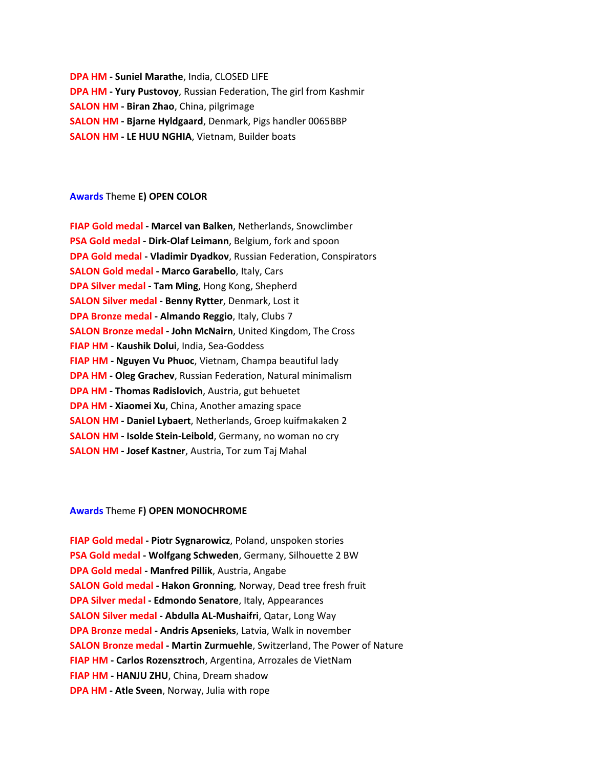**DPA HM - Suniel Marathe**, India, CLOSED LIFE
**DPA HM - Yury Pustovoy**, Russian Federation, The girl from Kashmir
**SALON HM - Biran Zhao**, China, pilgrimage
**SALON HM - Bjarne Hyldgaard**, Denmark, Pigs handler 0065BBP
**SALON HM - LE HUU NGHIA**, Vietnam, Builder boats

**Awards** Theme **E) OPEN COLOR**

**FIAP Gold medal - Marcel van Balken**, Netherlands, Snowclimber
**PSA Gold medal - Dirk-Olaf Leimann**, Belgium, fork and spoon
**DPA Gold medal - Vladimir Dyadkov**, Russian Federation, Conspirators
**SALON Gold medal - Marco Garabello**, Italy, Cars
**DPA Silver medal - Tam Ming**, Hong Kong, Shepherd
**SALON Silver medal - Benny Rytter**, Denmark, Lost it
**DPA Bronze medal - Almando Reggio**, Italy, Clubs 7
**SALON Bronze medal - John McNairn**, United Kingdom, The Cross
**FIAP HM - Kaushik Dolui**, India, Sea-Goddess
**FIAP HM - Nguyen Vu Phuoc**, Vietnam, Champa beautiful lady
**DPA HM - Oleg Grachev**, Russian Federation, Natural minimalism
**DPA HM - Thomas Radislovich**, Austria, gut behuetet
**DPA HM - Xiaomei Xu**, China, Another amazing space
**SALON HM - Daniel Lybaert**, Netherlands, Groep kuifmakaken 2
**SALON HM - Isolde Stein-Leibold**, Germany, no woman no cry
**SALON HM - Josef Kastner**, Austria, Tor zum Taj Mahal

**Awards** Theme **F) OPEN MONOCHROME**

**FIAP Gold medal - Piotr Sygnarowicz**, Poland, unspoken stories
**PSA Gold medal - Wolfgang Schweden**, Germany, Silhouette 2 BW
**DPA Gold medal - Manfred Pillik**, Austria, Angabe
**SALON Gold medal - Hakon Gronning**, Norway, Dead tree fresh fruit
**DPA Silver medal - Edmondo Senatore**, Italy, Appearances
**SALON Silver medal - Abdulla AL-Mushaifri**, Qatar, Long Way
**DPA Bronze medal - Andris Apsenieks**, Latvia, Walk in november
**SALON Bronze medal - Martin Zurmuehle**, Switzerland, The Power of Nature
**FIAP HM - Carlos Rozensztroch**, Argentina, Arrozales de VietNam
**FIAP HM - HANJU ZHU**, China, Dream shadow
**DPA HM - Atle Sveen**, Norway, Julia with rope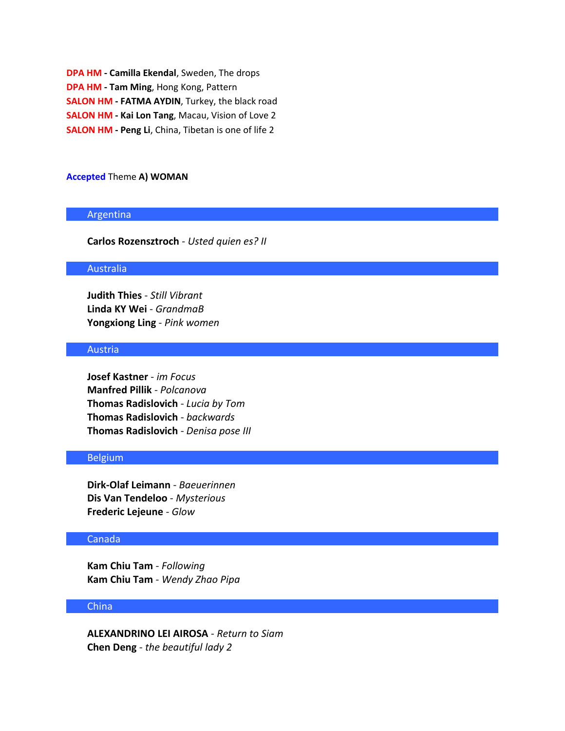**DPA HM - Camilla Ekendal**, Sweden, The drops
**DPA HM - Tam Ming**, Hong Kong, Pattern
**SALON HM - FATMA AYDIN**, Turkey, the black road
**SALON HM - Kai Lon Tang**, Macau, Vision of Love 2
**SALON HM - Peng Li**, China, Tibetan is one of life 2

**Accepted** Theme **A) WOMAN**

## Argentina

**Carlos Rozensztroch** - *Usted quien es? II*

## Australia

**Judith Thies** - *Still Vibrant*
**Linda KY Wei** - *GrandmaB*
**Yongxiong Ling** - *Pink women*

## Austria

**Josef Kastner** - *im Focus*
**Manfred Pillik** - *Polcanova*
**Thomas Radislovich** - *Lucia by Tom*
**Thomas Radislovich** - *backwards*
**Thomas Radislovich** - *Denisa pose III*

## Belgium

**Dirk-Olaf Leimann** - *Baeuerinnen*
**Dis Van Tendeloo** - *Mysterious*
**Frederic Lejeune** - *Glow*

## Canada

**Kam Chiu Tam** - *Following*
**Kam Chiu Tam** - *Wendy Zhao Pipa*

## China

**ALEXANDRINO LEI AIROSA** - *Return to Siam*
**Chen Deng** - *the beautiful lady 2*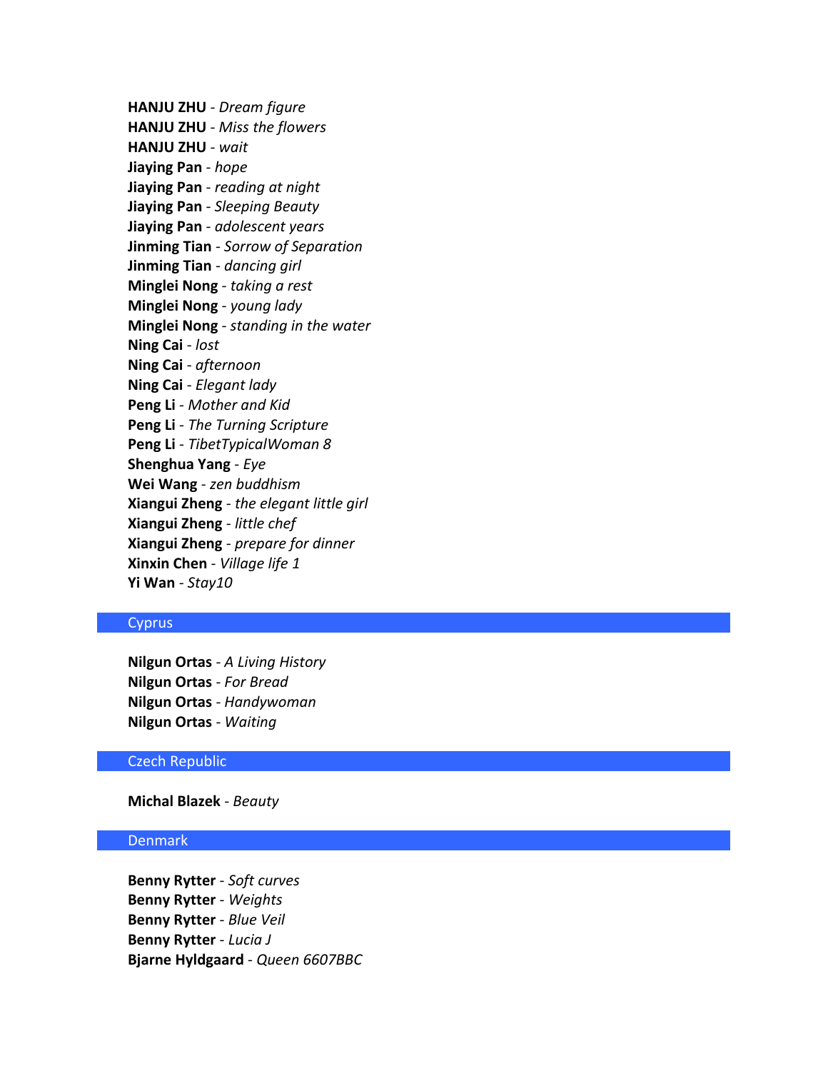**HANJU ZHU** - *Dream figure*
**HANJU ZHU** - *Miss the flowers*
**HANJU ZHU** - *wait*
**Jiaying Pan** - *hope*
**Jiaying Pan** - *reading at night*
**Jiaying Pan** - *Sleeping Beauty*
**Jiaying Pan** - *adolescent years*
**Jinming Tian** - *Sorrow of Separation*
**Jinming Tian** - *dancing girl*
**Minglei Nong** - *taking a rest*
**Minglei Nong** - *young lady*
**Minglei Nong** - *standing in the water*
**Ning Cai** - *lost*
**Ning Cai** - *afternoon*
**Ning Cai** - *Elegant lady*
**Peng Li** - *Mother and Kid*
**Peng Li** - *The Turning Scripture*
**Peng Li** - *TibetTypicalWoman 8*
**Shenghua Yang** - *Eye*
**Wei Wang** - *zen buddhism*
**Xiangui Zheng** - *the elegant little girl*
**Xiangui Zheng** - *little chef*
**Xiangui Zheng** - *prepare for dinner*
**Xinxin Chen** - *Village life 1*
**Yi Wan** - *Stay10*

## Cyprus

**Nilgun Ortas** - *A Living History*
**Nilgun Ortas** - *For Bread*
**Nilgun Ortas** - *Handywoman*
**Nilgun Ortas** - *Waiting*

## Czech Republic

**Michal Blazek** - *Beauty*

## Denmark

**Benny Rytter** - *Soft curves*
**Benny Rytter** - *Weights*
**Benny Rytter** - *Blue Veil*
**Benny Rytter** - *Lucia J*
**Bjarne Hyldgaard** - *Queen 6607BBC*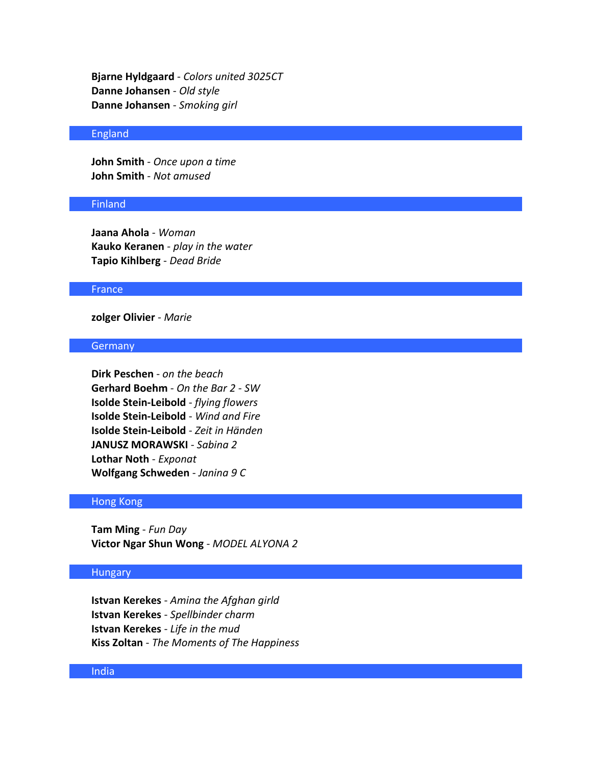**Bjarne Hyldgaard** - *Colors united 3025CT*
**Danne Johansen** - *Old style*
**Danne Johansen** - *Smoking girl*

## England

**John Smith** - *Once upon a time*
**John Smith** - *Not amused*

## Finland

**Jaana Ahola** - *Woman*
**Kauko Keranen** - *play in the water*
**Tapio Kihlberg** - *Dead Bride*

## France

**zolger Olivier** - *Marie*

## Germany

**Dirk Peschen** - *on the beach*
**Gerhard Boehm** - *On the Bar 2 - SW*
**Isolde Stein-Leibold** - *flying flowers*
**Isolde Stein-Leibold** - *Wind and Fire*
**Isolde Stein-Leibold** - *Zeit in Händen*
**JANUSZ MORAWSKI** - *Sabina 2*
**Lothar Noth** - *Exponat*
**Wolfgang Schweden** - *Janina 9 C*

## Hong Kong

**Tam Ming** - *Fun Day*
**Victor Ngar Shun Wong** - *MODEL ALYONA 2*

## Hungary

**Istvan Kerekes** - *Amina the Afghan girld*
**Istvan Kerekes** - *Spellbinder charm*
**Istvan Kerekes** - *Life in the mud*
**Kiss Zoltan** - *The Moments of The Happiness*

## India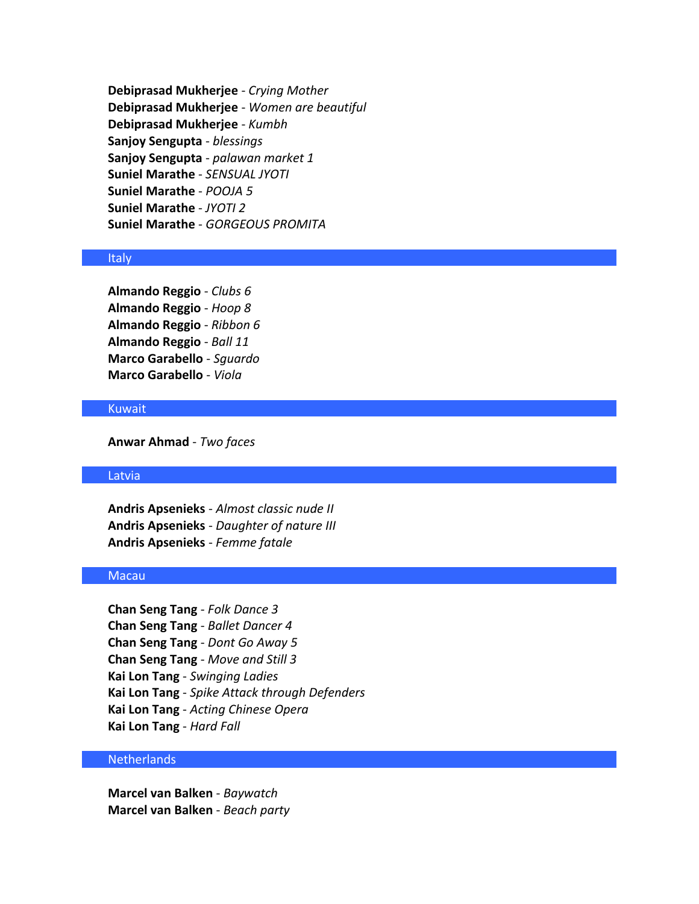**Debiprasad Mukherjee** - *Crying Mother*
**Debiprasad Mukherjee** - *Women are beautiful*
**Debiprasad Mukherjee** - *Kumbh*
**Sanjoy Sengupta** - *blessings*
**Sanjoy Sengupta** - *palawan market 1*
**Suniel Marathe** - *SENSUAL JYOTI*
**Suniel Marathe** - *POOJA 5*
**Suniel Marathe** - *JYOTI 2*
**Suniel Marathe** - *GORGEOUS PROMITA*

## Italy

**Almando Reggio** - *Clubs 6*
**Almando Reggio** - *Hoop 8*
**Almando Reggio** - *Ribbon 6*
**Almando Reggio** - *Ball 11*
**Marco Garabello** - *Sguardo*
**Marco Garabello** - *Viola*

## Kuwait

**Anwar Ahmad** - *Two faces*

## Latvia

**Andris Apsenieks** - *Almost classic nude II*
**Andris Apsenieks** - *Daughter of nature III*
**Andris Apsenieks** - *Femme fatale*

## Macau

**Chan Seng Tang** - *Folk Dance 3*
**Chan Seng Tang** - *Ballet Dancer 4*
**Chan Seng Tang** - *Dont Go Away 5*
**Chan Seng Tang** - *Move and Still 3*
**Kai Lon Tang** - *Swinging Ladies*
**Kai Lon Tang** - *Spike Attack through Defenders*
**Kai Lon Tang** - *Acting Chinese Opera*
**Kai Lon Tang** - *Hard Fall*

## Netherlands

**Marcel van Balken** - *Baywatch*
**Marcel van Balken** - *Beach party*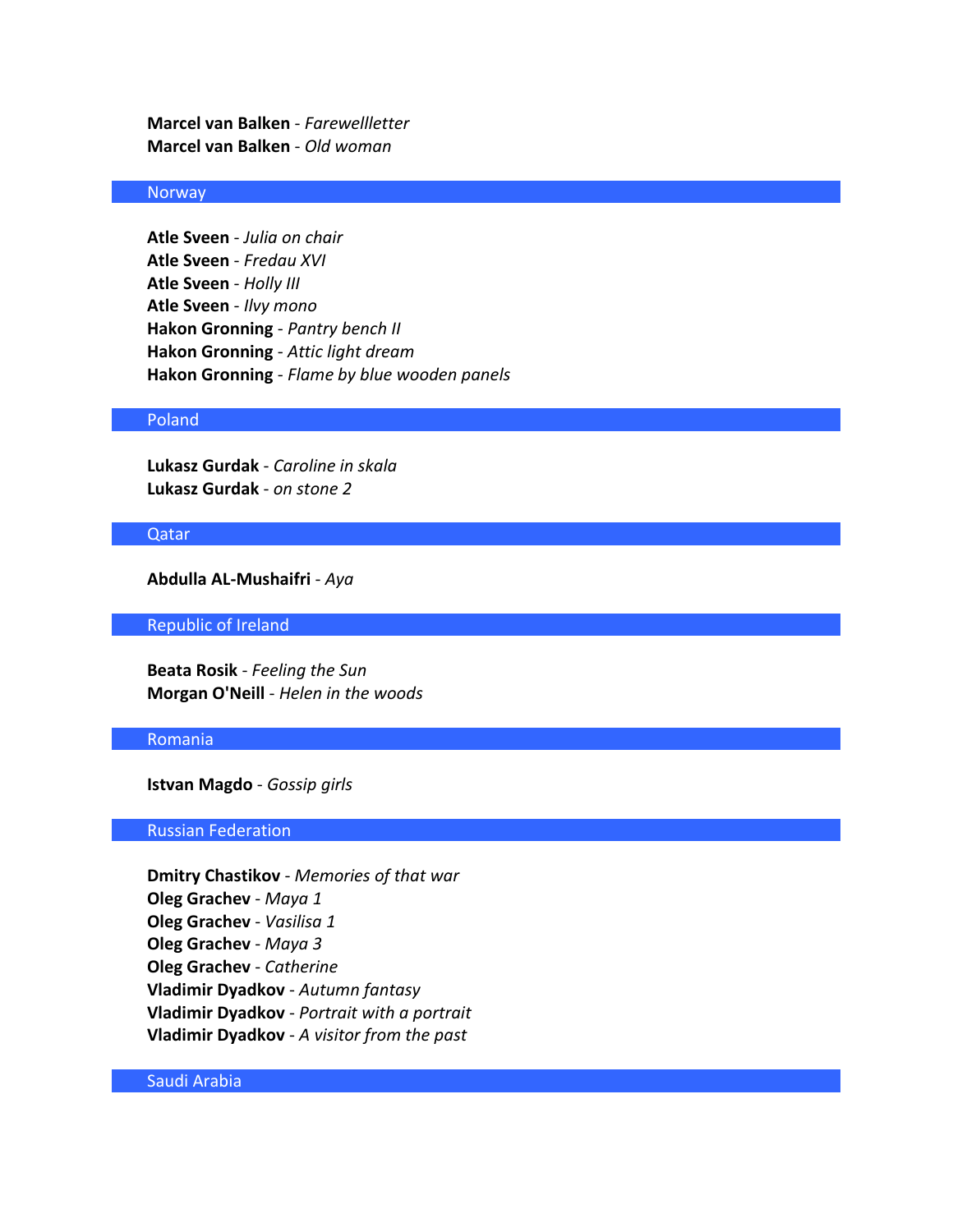**Marcel van Balken** - *Farewellletter*
**Marcel van Balken** - *Old woman*

## Norway

**Atle Sveen** - *Julia on chair*
**Atle Sveen** - *Fredau XVI*
**Atle Sveen** - *Holly III*
**Atle Sveen** - *Ilvy mono*
**Hakon Gronning** - *Pantry bench II*
**Hakon Gronning** - *Attic light dream*
**Hakon Gronning** - *Flame by blue wooden panels*

## Poland

**Lukasz Gurdak** - *Caroline in skala*
**Lukasz Gurdak** - *on stone 2*

## Qatar

**Abdulla AL-Mushaifri** - *Aya*

## Republic of Ireland

**Beata Rosik** - *Feeling the Sun*
**Morgan O'Neill** - *Helen in the woods*

## Romania

**Istvan Magdo** - *Gossip girls*

## Russian Federation

**Dmitry Chastikov** - *Memories of that war*
**Oleg Grachev** - *Maya 1*
**Oleg Grachev** - *Vasilisa 1*
**Oleg Grachev** - *Maya 3*
**Oleg Grachev** - *Catherine*
**Vladimir Dyadkov** - *Autumn fantasy*
**Vladimir Dyadkov** - *Portrait with a portrait*
**Vladimir Dyadkov** - *A visitor from the past*

## Saudi Arabia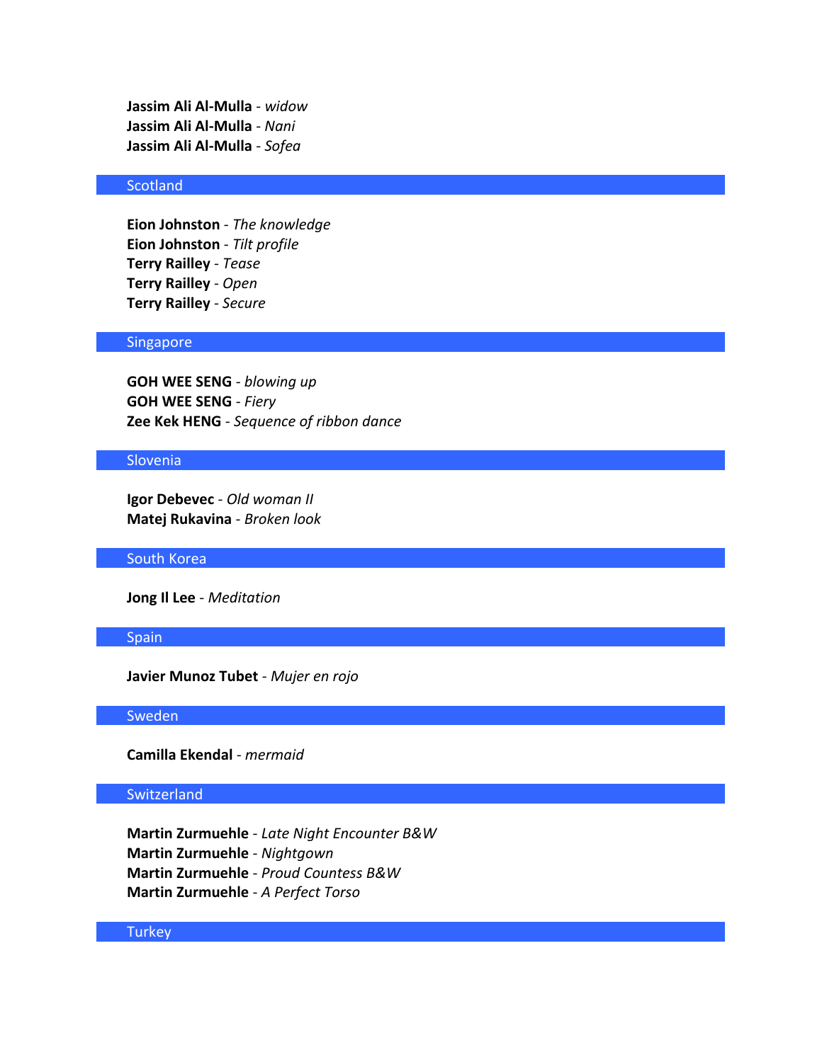**Jassim Ali Al-Mulla** - *widow*
**Jassim Ali Al-Mulla** - *Nani*
**Jassim Ali Al-Mulla** - *Sofea*

## Scotland

**Eion Johnston** - *The knowledge*
**Eion Johnston** - *Tilt profile*
**Terry Railley** - *Tease*
**Terry Railley** - *Open*
**Terry Railley** - *Secure*

## Singapore

**GOH WEE SENG** - *blowing up*
**GOH WEE SENG** - *Fiery*
**Zee Kek HENG** - *Sequence of ribbon dance*

## Slovenia

**Igor Debevec** - *Old woman II*
**Matej Rukavina** - *Broken look*

## South Korea

**Jong Il Lee** - *Meditation*

## Spain

**Javier Munoz Tubet** - *Mujer en rojo*

## Sweden

**Camilla Ekendal** - *mermaid*

## Switzerland

**Martin Zurmuehle** - *Late Night Encounter B&W*
**Martin Zurmuehle** - *Nightgown*
**Martin Zurmuehle** - *Proud Countess B&W*
**Martin Zurmuehle** - *A Perfect Torso*

## Turkey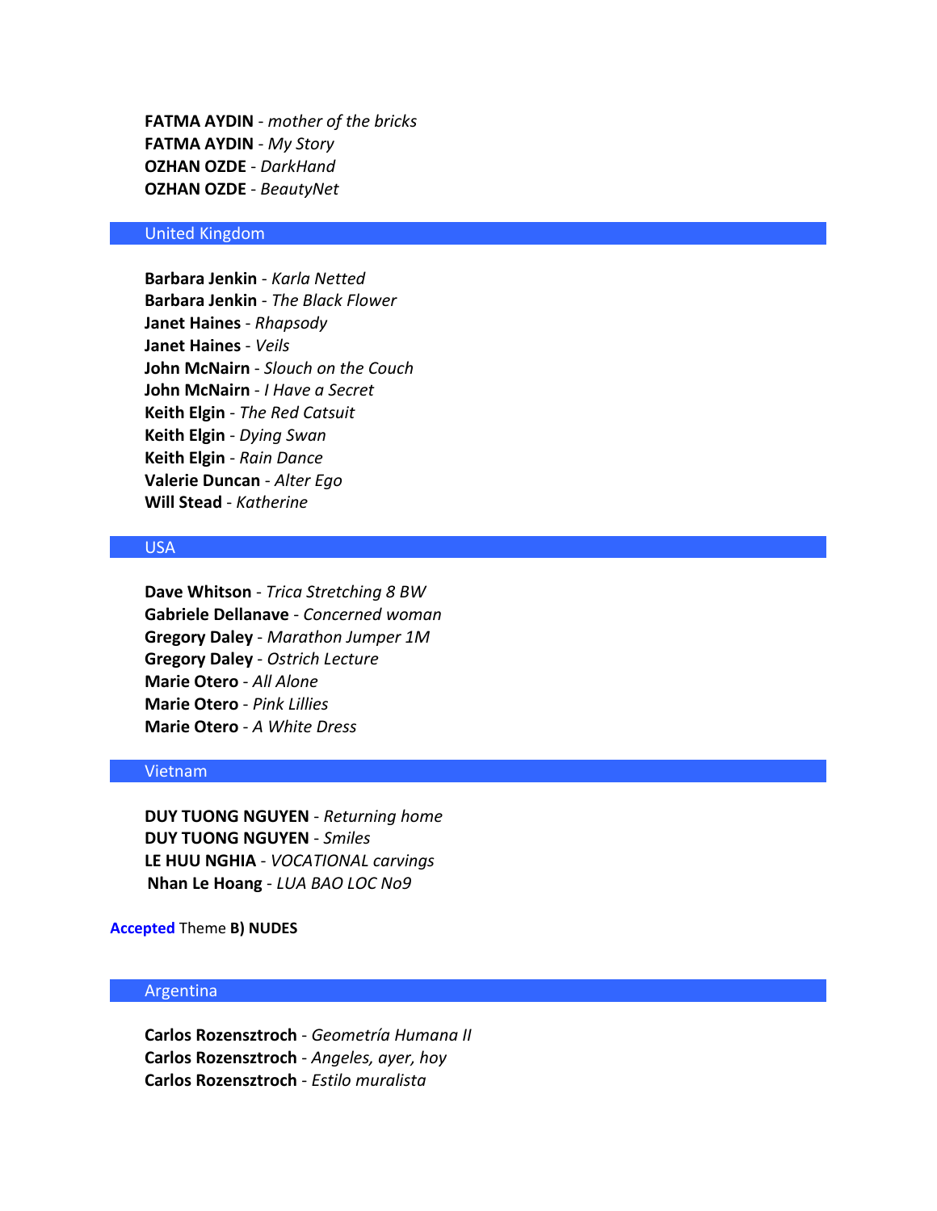**FATMA AYDIN** - *mother of the bricks*
**FATMA AYDIN** - *My Story*
**OZHAN OZDE** - *DarkHand*
**OZHAN OZDE** - *BeautyNet*

## United Kingdom

**Barbara Jenkin** - *Karla Netted*
**Barbara Jenkin** - *The Black Flower*
**Janet Haines** - *Rhapsody*
**Janet Haines** - *Veils*
**John McNairn** - *Slouch on the Couch*
**John McNairn** - *I Have a Secret*
**Keith Elgin** - *The Red Catsuit*
**Keith Elgin** - *Dying Swan*
**Keith Elgin** - *Rain Dance*
**Valerie Duncan** - *Alter Ego*
**Will Stead** - *Katherine*

## USA

**Dave Whitson** - *Trica Stretching 8 BW*
**Gabriele Dellanave** - *Concerned woman*
**Gregory Daley** - *Marathon Jumper 1M*
**Gregory Daley** - *Ostrich Lecture*
**Marie Otero** - *All Alone*
**Marie Otero** - *Pink Lillies*
**Marie Otero** - *A White Dress*

## Vietnam

**DUY TUONG NGUYEN** - *Returning home*
**DUY TUONG NGUYEN** - *Smiles*
**LE HUU NGHIA** - *VOCATIONAL carvings*
**Nhan Le Hoang** - *LUA BAO LOC No9*

Accepted Theme **B) NUDES**

## Argentina

**Carlos Rozensztroch** - *Geometría Humana II*
**Carlos Rozensztroch** - *Angeles, ayer, hoy*
**Carlos Rozensztroch** - *Estilo muralista*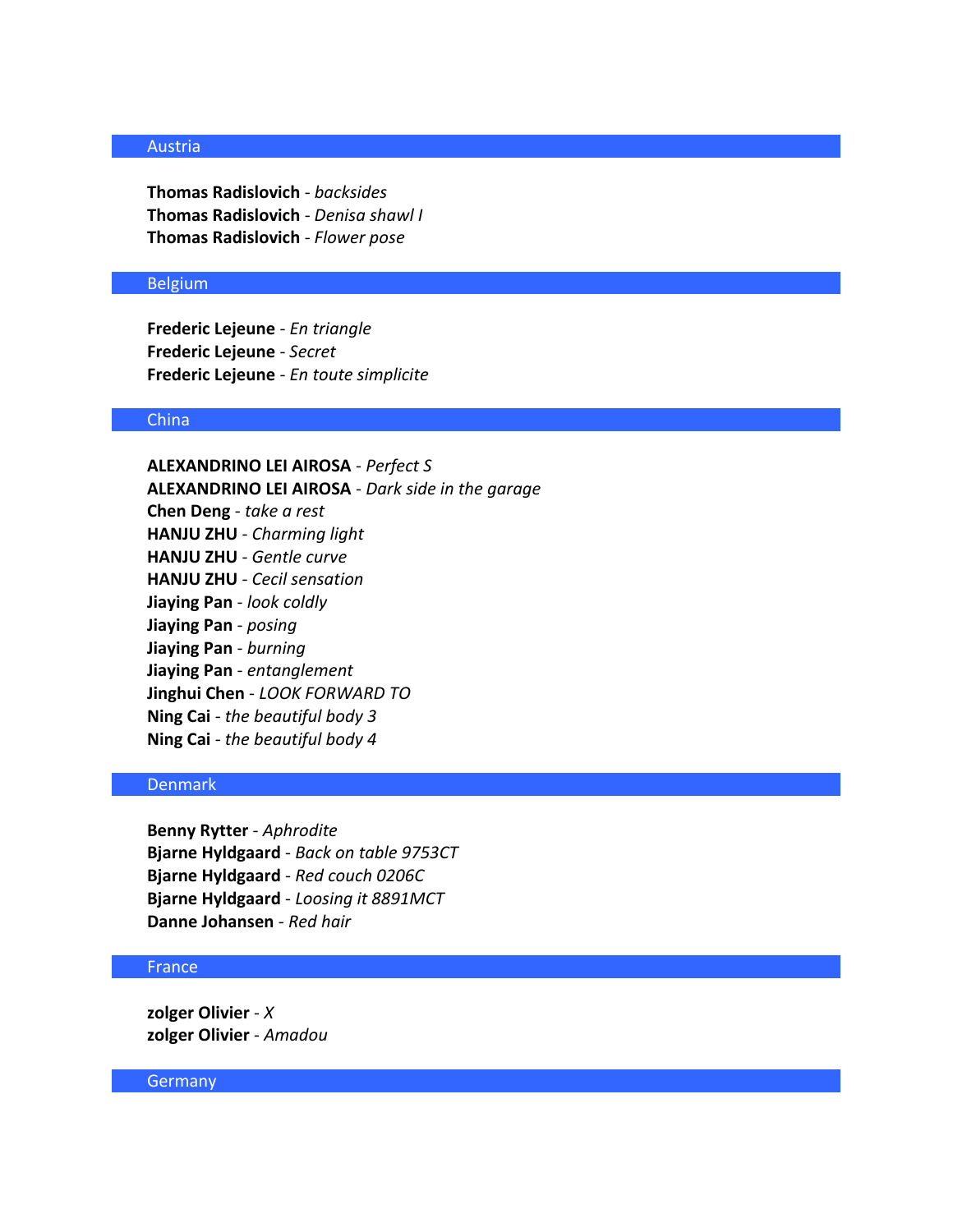## Austria

**Thomas Radislovich** - *backsides*
**Thomas Radislovich** - *Denisa shawl I*
**Thomas Radislovich** - *Flower pose*

## Belgium

**Frederic Lejeune** - *En triangle*
**Frederic Lejeune** - *Secret*
**Frederic Lejeune** - *En toute simplicite*

## China

**ALEXANDRINO LEI AIROSA** - *Perfect S*
**ALEXANDRINO LEI AIROSA** - *Dark side in the garage*
**Chen Deng** - *take a rest*
**HANJU ZHU** - *Charming light*
**HANJU ZHU** - *Gentle curve*
**HANJU ZHU** - *Cecil sensation*
**Jiaying Pan** - *look coldly*
**Jiaying Pan** - *posing*
**Jiaying Pan** - *burning*
**Jiaying Pan** - *entanglement*
**Jinghui Chen** - *LOOK FORWARD TO*
**Ning Cai** - *the beautiful body 3*
**Ning Cai** - *the beautiful body 4*

## Denmark

**Benny Rytter** - *Aphrodite*
**Bjarne Hyldgaard** - *Back on table 9753CT*
**Bjarne Hyldgaard** - *Red couch 0206C*
**Bjarne Hyldgaard** - *Loosing it 8891MCT*
**Danne Johansen** - *Red hair*

## France

**zolger Olivier** - *X*
**zolger Olivier** - *Amadou*

## Germany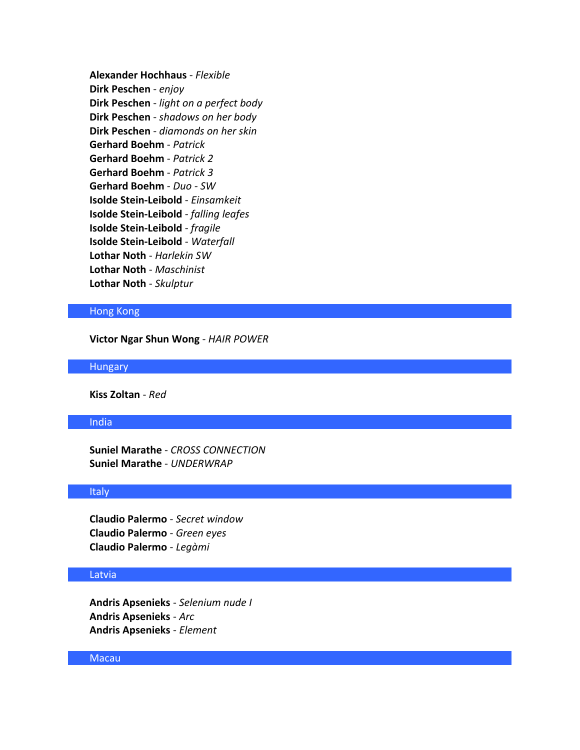**Alexander Hochhaus** - *Flexible*
**Dirk Peschen** - *enjoy*
**Dirk Peschen** - *light on a perfect body*
**Dirk Peschen** - *shadows on her body*
**Dirk Peschen** - *diamonds on her skin*
**Gerhard Boehm** - *Patrick*
**Gerhard Boehm** - *Patrick 2*
**Gerhard Boehm** - *Patrick 3*
**Gerhard Boehm** - *Duo - SW*
**Isolde Stein-Leibold** - *Einsamkeit*
**Isolde Stein-Leibold** - *falling leafes*
**Isolde Stein-Leibold** - *fragile*
**Isolde Stein-Leibold** - *Waterfall*
**Lothar Noth** - *Harlekin SW*
**Lothar Noth** - *Maschinist*
**Lothar Noth** - *Skulptur*

## Hong Kong

**Victor Ngar Shun Wong** - *HAIR POWER*

## Hungary

**Kiss Zoltan** - *Red*

## India

**Suniel Marathe** - *CROSS CONNECTION*
**Suniel Marathe** - *UNDERWRAP*

## Italy

**Claudio Palermo** - *Secret window*
**Claudio Palermo** - *Green eyes*
**Claudio Palermo** - *Legàmi*

## Latvia

**Andris Apsenieks** - *Selenium nude I*
**Andris Apsenieks** - *Arc*
**Andris Apsenieks** - *Element*

## Macau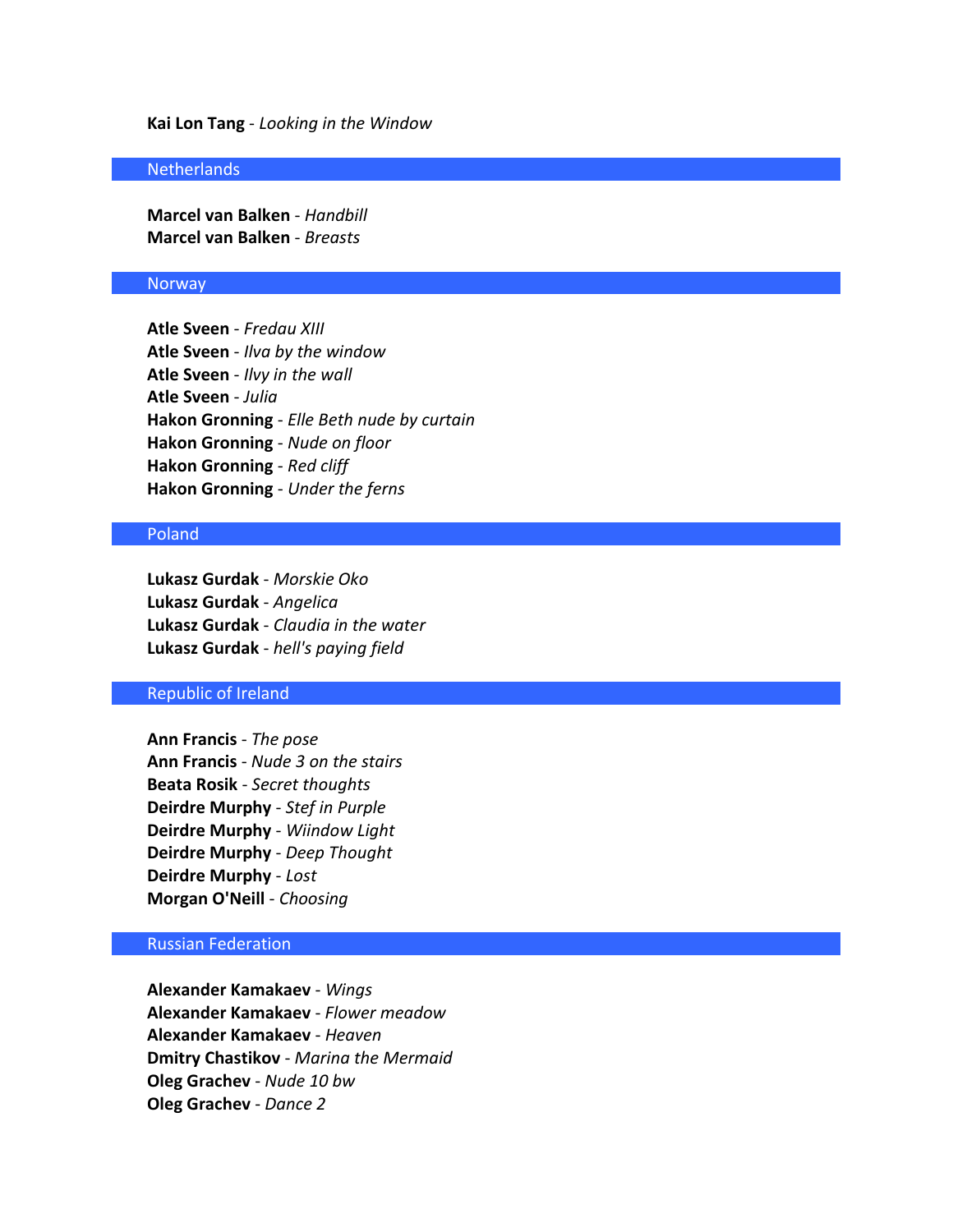**Kai Lon Tang** - *Looking in the Window*

## Netherlands

**Marcel van Balken** - *Handbill*
**Marcel van Balken** - *Breasts*

## Norway

**Atle Sveen** - *Fredau XIII*
**Atle Sveen** - *Ilva by the window*
**Atle Sveen** - *Ilvy in the wall*
**Atle Sveen** - *Julia*
**Hakon Gronning** - *Elle Beth nude by curtain*
**Hakon Gronning** - *Nude on floor*
**Hakon Gronning** - *Red cliff*
**Hakon Gronning** - *Under the ferns*

## Poland

**Lukasz Gurdak** - *Morskie Oko*
**Lukasz Gurdak** - *Angelica*
**Lukasz Gurdak** - *Claudia in the water*
**Lukasz Gurdak** - *hell's paying field*

## Republic of Ireland

**Ann Francis** - *The pose*
**Ann Francis** - *Nude 3 on the stairs*
**Beata Rosik** - *Secret thoughts*
**Deirdre Murphy** - *Stef in Purple*
**Deirdre Murphy** - *Wiindow Light*
**Deirdre Murphy** - *Deep Thought*
**Deirdre Murphy** - *Lost*
**Morgan O'Neill** - *Choosing*

## Russian Federation

**Alexander Kamakaev** - *Wings*
**Alexander Kamakaev** - *Flower meadow*
**Alexander Kamakaev** - *Heaven*
**Dmitry Chastikov** - *Marina the Mermaid*
**Oleg Grachev** - *Nude 10 bw*
**Oleg Grachev** - *Dance 2*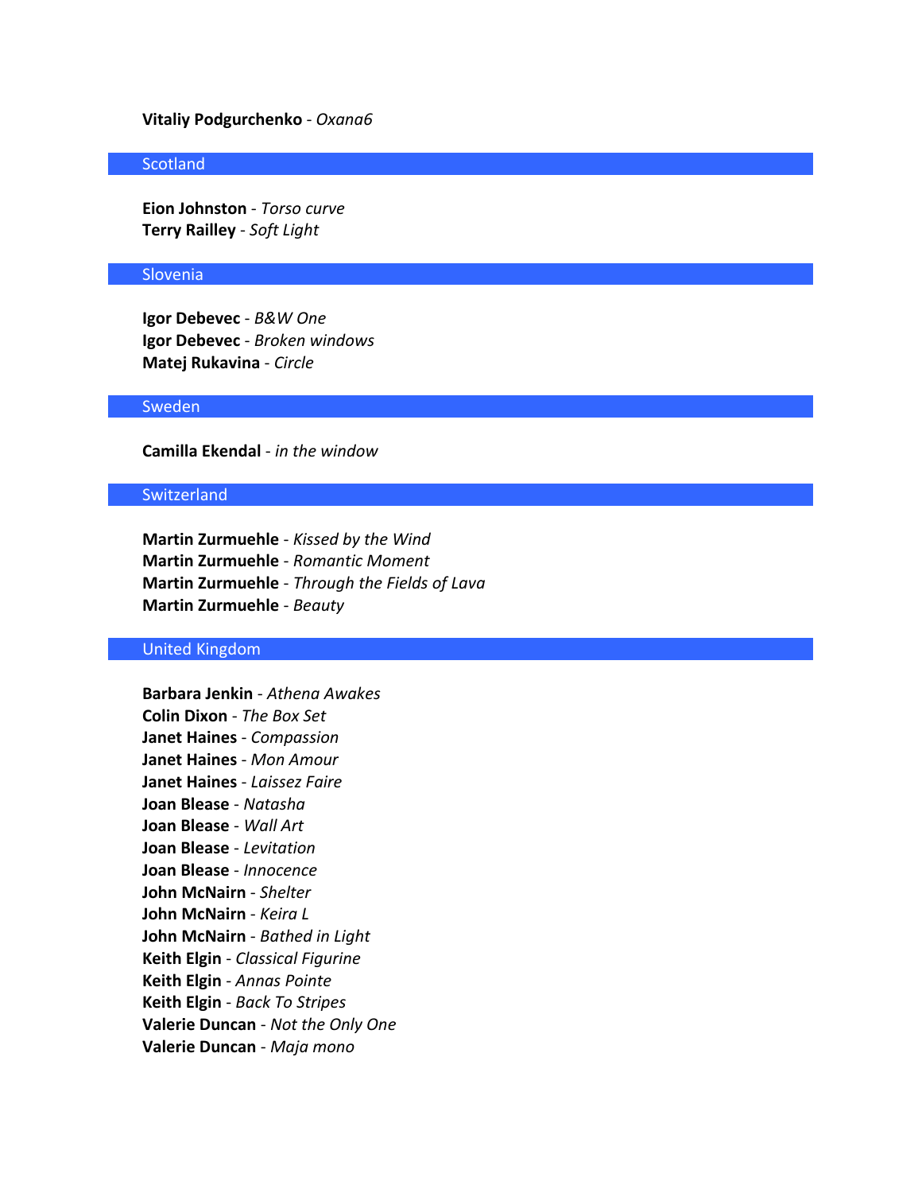**Vitaliy Podgurchenko** - *Oxana6*

## Scotland

**Eion Johnston** - *Torso curve*
**Terry Railley** - *Soft Light*

## Slovenia

**Igor Debevec** - *B&W One*
**Igor Debevec** - *Broken windows*
**Matej Rukavina** - *Circle*

## Sweden

**Camilla Ekendal** - *in the window*

## Switzerland

**Martin Zurmuehle** - *Kissed by the Wind*
**Martin Zurmuehle** - *Romantic Moment*
**Martin Zurmuehle** - *Through the Fields of Lava*
**Martin Zurmuehle** - *Beauty*

## United Kingdom

**Barbara Jenkin** - *Athena Awakes*
**Colin Dixon** - *The Box Set*
**Janet Haines** - *Compassion*
**Janet Haines** - *Mon Amour*
**Janet Haines** - *Laissez Faire*
**Joan Blease** - *Natasha*
**Joan Blease** - *Wall Art*
**Joan Blease** - *Levitation*
**Joan Blease** - *Innocence*
**John McNairn** - *Shelter*
**John McNairn** - *Keira L*
**John McNairn** - *Bathed in Light*
**Keith Elgin** - *Classical Figurine*
**Keith Elgin** - *Annas Pointe*
**Keith Elgin** - *Back To Stripes*
**Valerie Duncan** - *Not the Only One*
**Valerie Duncan** - *Maja mono*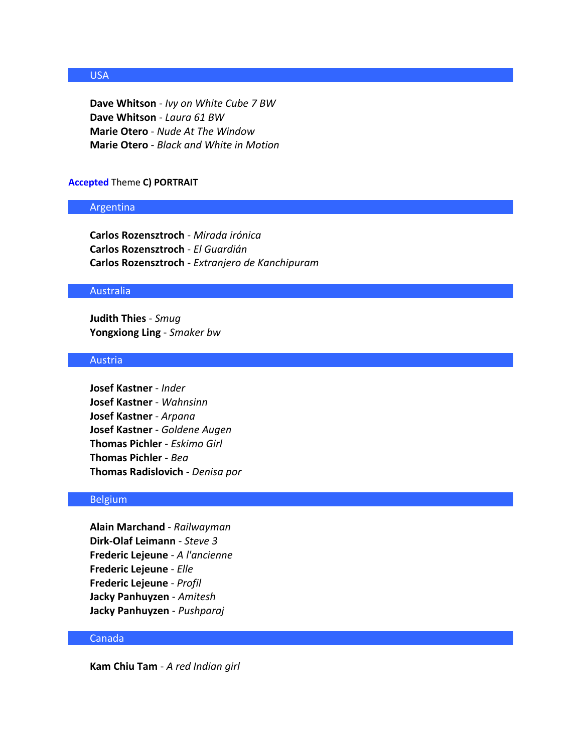## USA

**Dave Whitson** - *Ivy on White Cube 7 BW*
**Dave Whitson** - *Laura 61 BW*
**Marie Otero** - *Nude At The Window*
**Marie Otero** - *Black and White in Motion*

**Accepted** Theme **C) PORTRAIT**

## Argentina

**Carlos Rozensztroch** - *Mirada irónica*
**Carlos Rozensztroch** - *El Guardián*
**Carlos Rozensztroch** - *Extranjero de Kanchipuram*

## Australia

**Judith Thies** - *Smug*
**Yongxiong Ling** - *Smaker bw*

## Austria

**Josef Kastner** - *Inder*
**Josef Kastner** - *Wahnsinn*
**Josef Kastner** - *Arpana*
**Josef Kastner** - *Goldene Augen*
**Thomas Pichler** - *Eskimo Girl*
**Thomas Pichler** - *Bea*
**Thomas Radislovich** - *Denisa por*

## Belgium

**Alain Marchand** - *Railwayman*
**Dirk-Olaf Leimann** - *Steve 3*
**Frederic Lejeune** - *A l'ancienne*
**Frederic Lejeune** - *Elle*
**Frederic Lejeune** - *Profil*
**Jacky Panhuyzen** - *Amitesh*
**Jacky Panhuyzen** - *Pushparaj*

## Canada

**Kam Chiu Tam** - *A red Indian girl*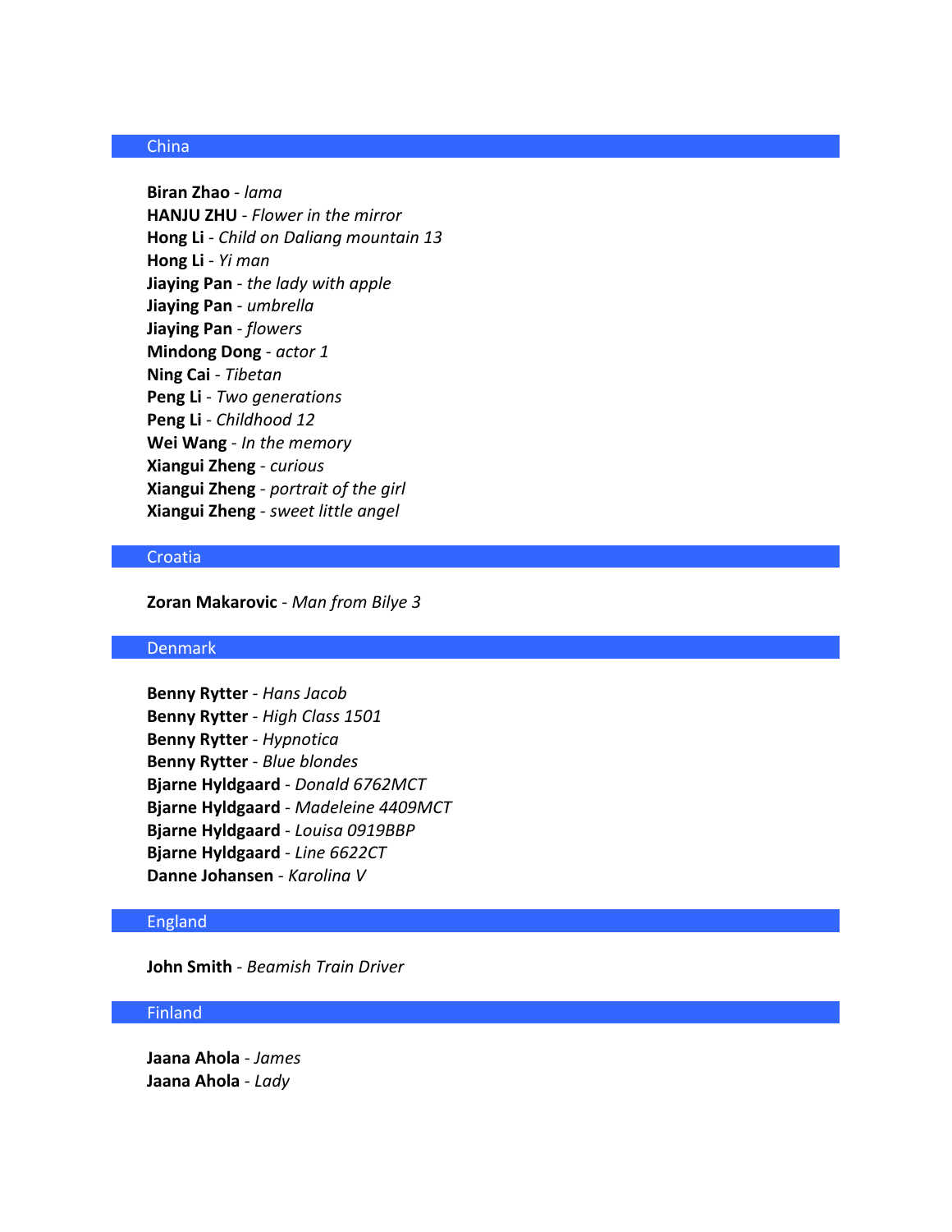## China

**Biran Zhao** - *lama*
**HANJU ZHU** - *Flower in the mirror*
**Hong Li** - *Child on Daliang mountain 13*
**Hong Li** - *Yi man*
**Jiaying Pan** - *the lady with apple*
**Jiaying Pan** - *umbrella*
**Jiaying Pan** - *flowers*
**Mindong Dong** - *actor 1*
**Ning Cai** - *Tibetan*
**Peng Li** - *Two generations*
**Peng Li** - *Childhood 12*
**Wei Wang** - *In the memory*
**Xiangui Zheng** - *curious*
**Xiangui Zheng** - *portrait of the girl*
**Xiangui Zheng** - *sweet little angel*

## Croatia

**Zoran Makarovic** - *Man from Bilye 3*

## Denmark

**Benny Rytter** - *Hans Jacob*
**Benny Rytter** - *High Class 1501*
**Benny Rytter** - *Hypnotica*
**Benny Rytter** - *Blue blondes*
**Bjarne Hyldgaard** - *Donald 6762MCT*
**Bjarne Hyldgaard** - *Madeleine 4409MCT*
**Bjarne Hyldgaard** - *Louisa 0919BBP*
**Bjarne Hyldgaard** - *Line 6622CT*
**Danne Johansen** - *Karolina V*

## England

**John Smith** - *Beamish Train Driver*

## Finland

**Jaana Ahola** - *James*
**Jaana Ahola** - *Lady*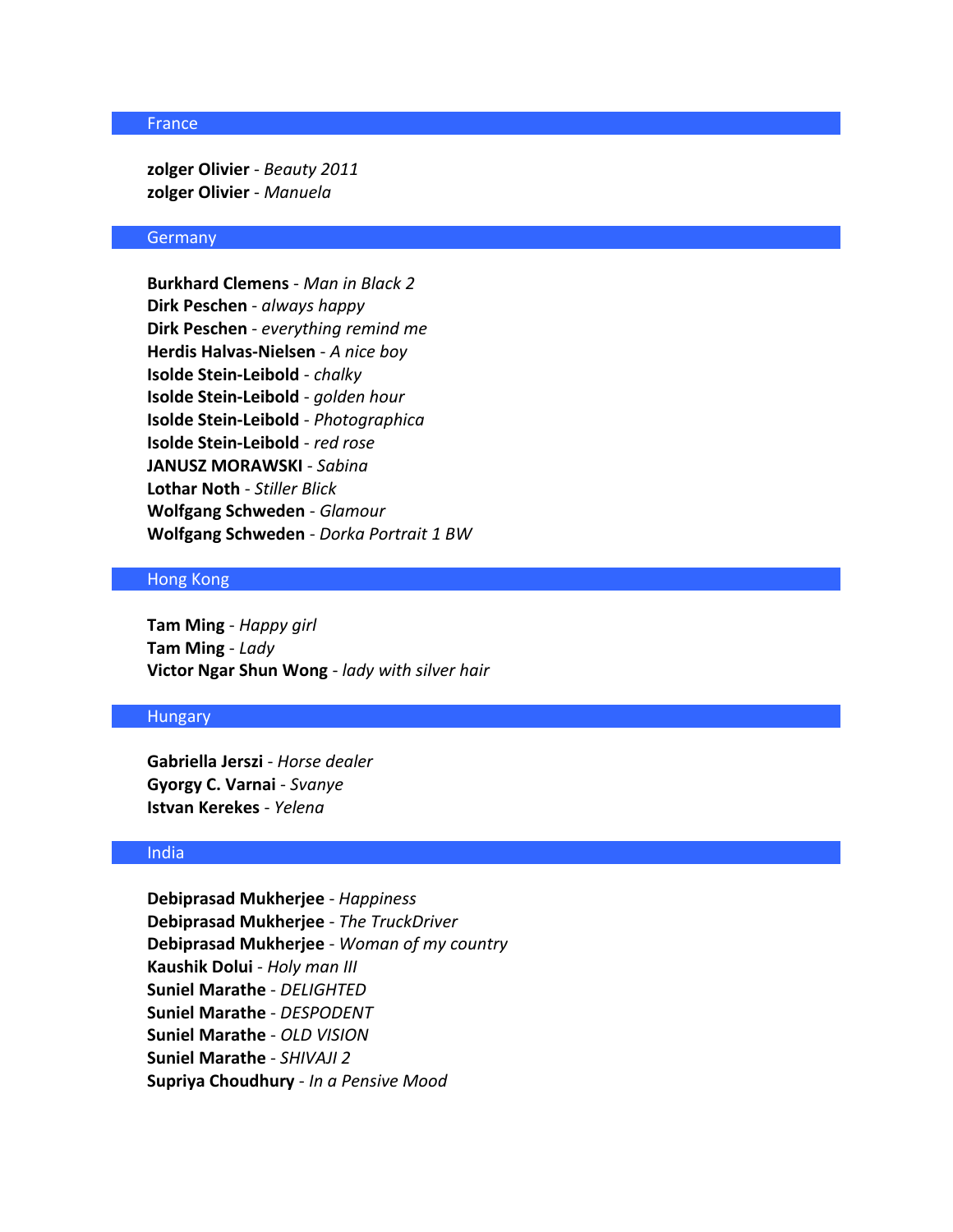## France

**zolger Olivier** - *Beauty 2011*
**zolger Olivier** - *Manuela*

## Germany

**Burkhard Clemens** - *Man in Black 2*
**Dirk Peschen** - *always happy*
**Dirk Peschen** - *everything remind me*
**Herdis Halvas-Nielsen** - *A nice boy*
**Isolde Stein-Leibold** - *chalky*
**Isolde Stein-Leibold** - *golden hour*
**Isolde Stein-Leibold** - *Photographica*
**Isolde Stein-Leibold** - *red rose*
**JANUSZ MORAWSKI** - *Sabina*
**Lothar Noth** - *Stiller Blick*
**Wolfgang Schweden** - *Glamour*
**Wolfgang Schweden** - *Dorka Portrait 1 BW*

## Hong Kong

**Tam Ming** - *Happy girl*
**Tam Ming** - *Lady*
**Victor Ngar Shun Wong** - *lady with silver hair*

## Hungary

**Gabriella Jerszi** - *Horse dealer*
**Gyorgy C. Varnai** - *Svanye*
**Istvan Kerekes** - *Yelena*

## India

**Debiprasad Mukherjee** - *Happiness*
**Debiprasad Mukherjee** - *The TruckDriver*
**Debiprasad Mukherjee** - *Woman of my country*
**Kaushik Dolui** - *Holy man III*
**Suniel Marathe** - *DELIGHTED*
**Suniel Marathe** - *DESPODENT*
**Suniel Marathe** - *OLD VISION*
**Suniel Marathe** - *SHIVAJI 2*
**Supriya Choudhury** - *In a Pensive Mood*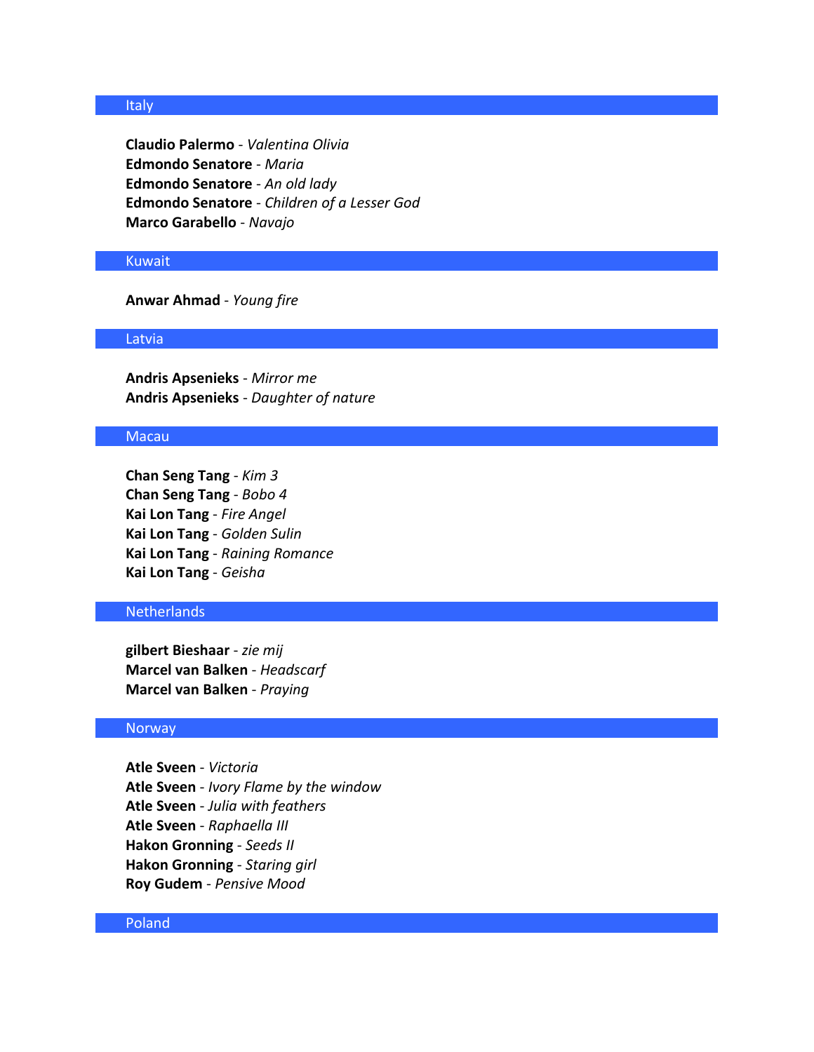## Italy

**Claudio Palermo** - *Valentina Olivia*
**Edmondo Senatore** - *Maria*
**Edmondo Senatore** - *An old lady*
**Edmondo Senatore** - *Children of a Lesser God*
**Marco Garabello** - *Navajo*

## Kuwait

**Anwar Ahmad** - *Young fire*

## Latvia

**Andris Apsenieks** - *Mirror me*
**Andris Apsenieks** - *Daughter of nature*

## Macau

**Chan Seng Tang** - *Kim 3*
**Chan Seng Tang** - *Bobo 4*
**Kai Lon Tang** - *Fire Angel*
**Kai Lon Tang** - *Golden Sulin*
**Kai Lon Tang** - *Raining Romance*
**Kai Lon Tang** - *Geisha*

## Netherlands

**gilbert Bieshaar** - *zie mij*
**Marcel van Balken** - *Headscarf*
**Marcel van Balken** - *Praying*

## Norway

**Atle Sveen** - *Victoria*
**Atle Sveen** - *Ivory Flame by the window*
**Atle Sveen** - *Julia with feathers*
**Atle Sveen** - *Raphaella III*
**Hakon Gronning** - *Seeds II*
**Hakon Gronning** - *Staring girl*
**Roy Gudem** - *Pensive Mood*

## Poland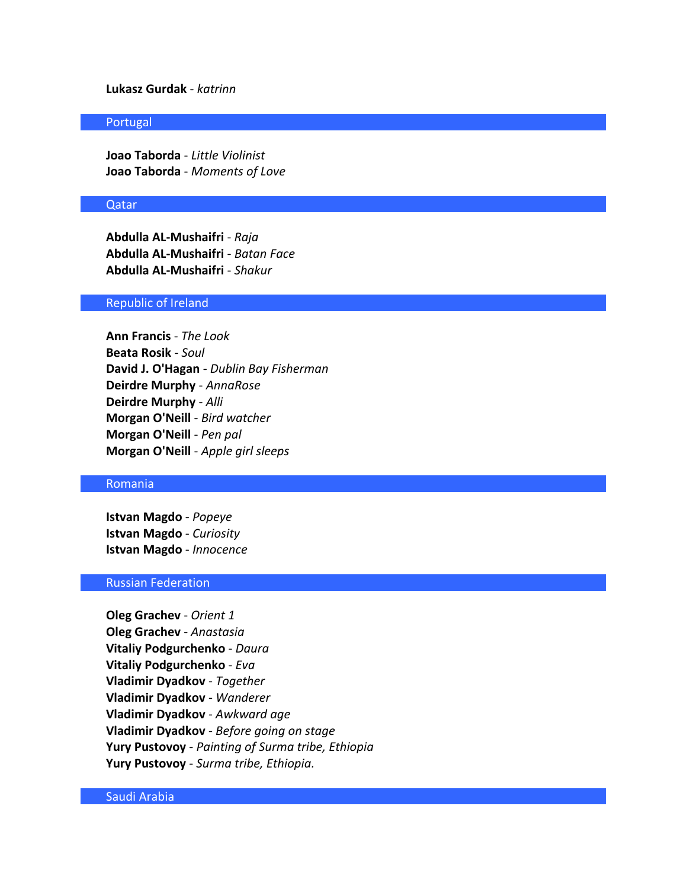**Lukasz Gurdak** - *katrinn*

## Portugal

**Joao Taborda** - *Little Violinist*
**Joao Taborda** - *Moments of Love*

## Qatar

**Abdulla AL-Mushaifri** - *Raja*
**Abdulla AL-Mushaifri** - *Batan Face*
**Abdulla AL-Mushaifri** - *Shakur*

## Republic of Ireland

**Ann Francis** - *The Look*
**Beata Rosik** - *Soul*
**David J. O'Hagan** - *Dublin Bay Fisherman*
**Deirdre Murphy** - *AnnaRose*
**Deirdre Murphy** - *Alli*
**Morgan O'Neill** - *Bird watcher*
**Morgan O'Neill** - *Pen pal*
**Morgan O'Neill** - *Apple girl sleeps*

## Romania

**Istvan Magdo** - *Popeye*
**Istvan Magdo** - *Curiosity*
**Istvan Magdo** - *Innocence*

## Russian Federation

**Oleg Grachev** - *Orient 1*
**Oleg Grachev** - *Anastasia*
**Vitaliy Podgurchenko** - *Daura*
**Vitaliy Podgurchenko** - *Eva*
**Vladimir Dyadkov** - *Together*
**Vladimir Dyadkov** - *Wanderer*
**Vladimir Dyadkov** - *Awkward age*
**Vladimir Dyadkov** - *Before going on stage*
**Yury Pustovoy** - *Painting of Surma tribe, Ethiopia*
**Yury Pustovoy** - *Surma tribe, Ethiopia.*

## Saudi Arabia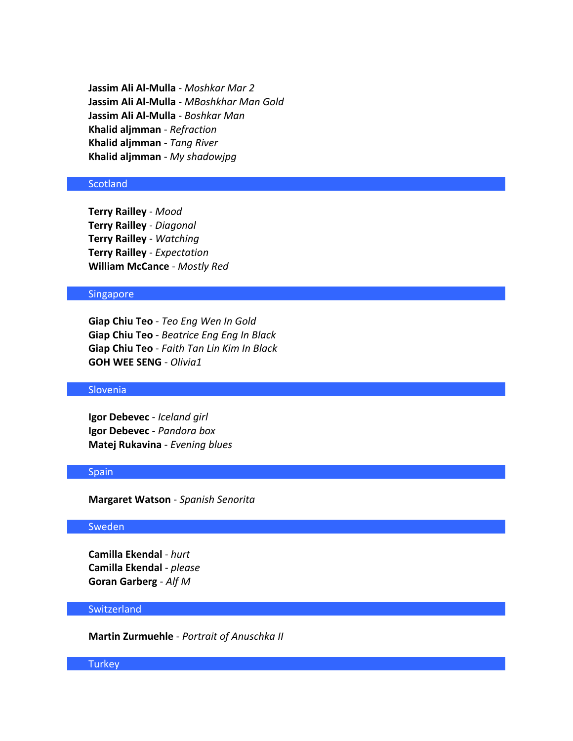**Jassim Ali Al-Mulla** - *Moshkar Mar 2*
**Jassim Ali Al-Mulla** - *MBoshkhar Man Gold*
**Jassim Ali Al-Mulla** - *Boshkar Man*
**Khalid aljmman** - *Refraction*
**Khalid aljmman** - *Tang River*
**Khalid aljmman** - *My shadowjpg*

## Scotland

**Terry Railley** - *Mood*
**Terry Railley** - *Diagonal*
**Terry Railley** - *Watching*
**Terry Railley** - *Expectation*
**William McCance** - *Mostly Red*

## Singapore

**Giap Chiu Teo** - *Teo Eng Wen In Gold*
**Giap Chiu Teo** - *Beatrice Eng Eng In Black*
**Giap Chiu Teo** - *Faith Tan Lin Kim In Black*
**GOH WEE SENG** - *Olivia1*

## Slovenia

**Igor Debevec** - *Iceland girl*
**Igor Debevec** - *Pandora box*
**Matej Rukavina** - *Evening blues*

## Spain

**Margaret Watson** - *Spanish Senorita*

## Sweden

**Camilla Ekendal** - *hurt*
**Camilla Ekendal** - *please*
**Goran Garberg** - *Alf M*

## Switzerland

**Martin Zurmuehle** - *Portrait of Anuschka II*

## Turkey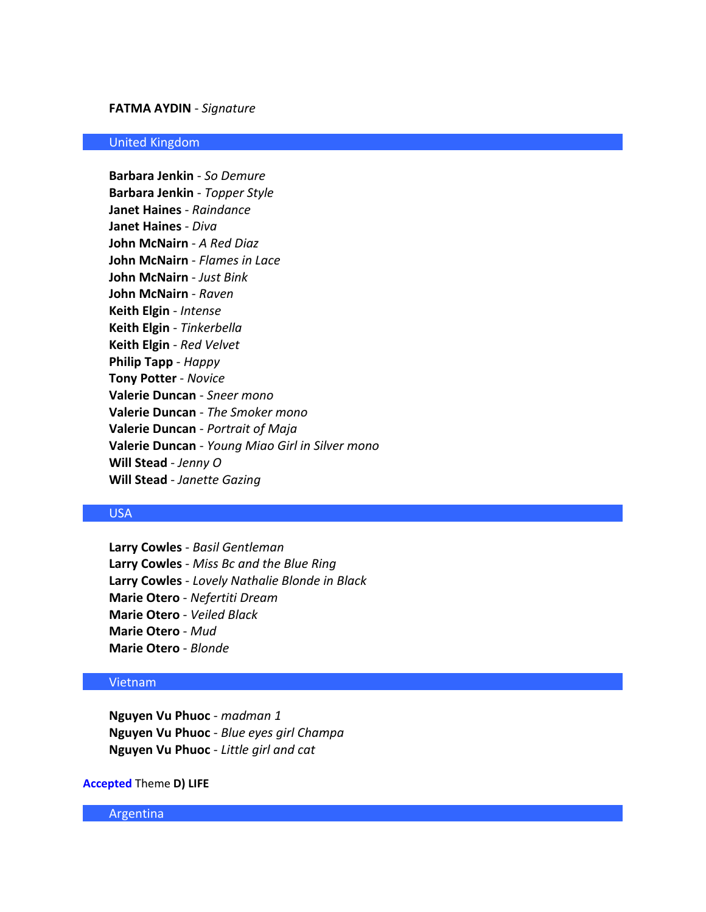**FATMA AYDIN** - *Signature*

## United Kingdom

**Barbara Jenkin** - *So Demure*
**Barbara Jenkin** - *Topper Style*
**Janet Haines** - *Raindance*
**Janet Haines** - *Diva*
**John McNairn** - *A Red Diaz*
**John McNairn** - *Flames in Lace*
**John McNairn** - *Just Bink*
**John McNairn** - *Raven*
**Keith Elgin** - *Intense*
**Keith Elgin** - *Tinkerbella*
**Keith Elgin** - *Red Velvet*
**Philip Tapp** - *Happy*
**Tony Potter** - *Novice*
**Valerie Duncan** - *Sneer mono*
**Valerie Duncan** - *The Smoker mono*
**Valerie Duncan** - *Portrait of Maja*
**Valerie Duncan** - *Young Miao Girl in Silver mono*
**Will Stead** - *Jenny O*
**Will Stead** - *Janette Gazing*

## USA

**Larry Cowles** - *Basil Gentleman*
**Larry Cowles** - *Miss Bc and the Blue Ring*
**Larry Cowles** - *Lovely Nathalie Blonde in Black*
**Marie Otero** - *Nefertiti Dream*
**Marie Otero** - *Veiled Black*
**Marie Otero** - *Mud*
**Marie Otero** - *Blonde*

## Vietnam

**Nguyen Vu Phuoc** - *madman 1*
**Nguyen Vu Phuoc** - *Blue eyes girl Champa*
**Nguyen Vu Phuoc** - *Little girl and cat*

Accepted Theme **D) LIFE**

## Argentina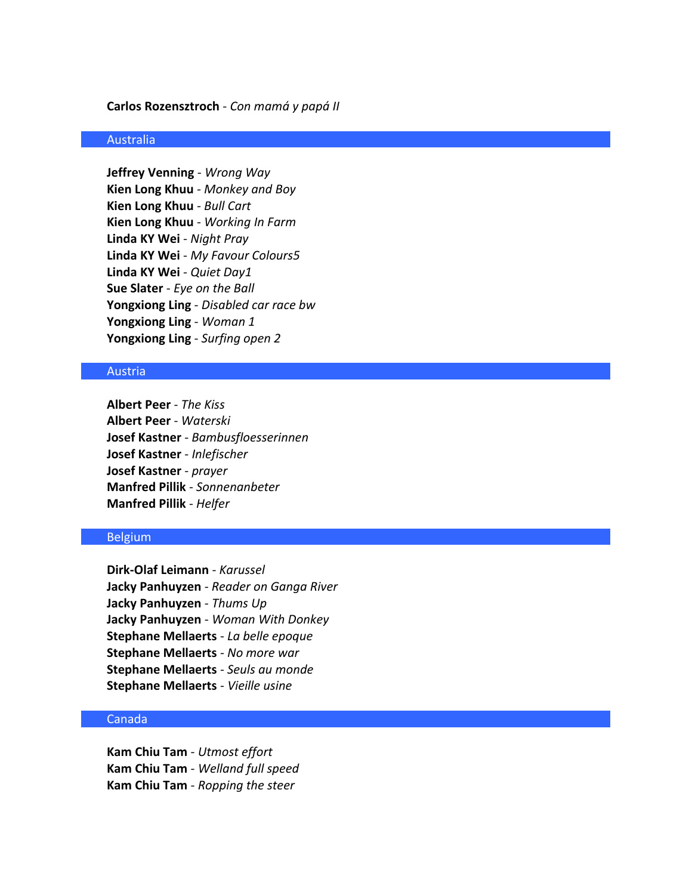**Carlos Rozensztroch** - *Con mamá y papá II*

## Australia

**Jeffrey Venning** - *Wrong Way*
**Kien Long Khuu** - *Monkey and Boy*
**Kien Long Khuu** - *Bull Cart*
**Kien Long Khuu** - *Working In Farm*
**Linda KY Wei** - *Night Pray*
**Linda KY Wei** - *My Favour Colours5*
**Linda KY Wei** - *Quiet Day1*
**Sue Slater** - *Eye on the Ball*
**Yongxiong Ling** - *Disabled car race bw*
**Yongxiong Ling** - *Woman 1*
**Yongxiong Ling** - *Surfing open 2*

## Austria

**Albert Peer** - *The Kiss*
**Albert Peer** - *Waterski*
**Josef Kastner** - *Bambusfloesserinnen*
**Josef Kastner** - *Inlefischer*
**Josef Kastner** - *prayer*
**Manfred Pillik** - *Sonnenanbeter*
**Manfred Pillik** - *Helfer*

## Belgium

**Dirk-Olaf Leimann** - *Karussel*
**Jacky Panhuyzen** - *Reader on Ganga River*
**Jacky Panhuyzen** - *Thums Up*
**Jacky Panhuyzen** - *Woman With Donkey*
**Stephane Mellaerts** - *La belle epoque*
**Stephane Mellaerts** - *No more war*
**Stephane Mellaerts** - *Seuls au monde*
**Stephane Mellaerts** - *Vieille usine*

## Canada

**Kam Chiu Tam** - *Utmost effort*
**Kam Chiu Tam** - *Welland full speed*
**Kam Chiu Tam** - *Ropping the steer*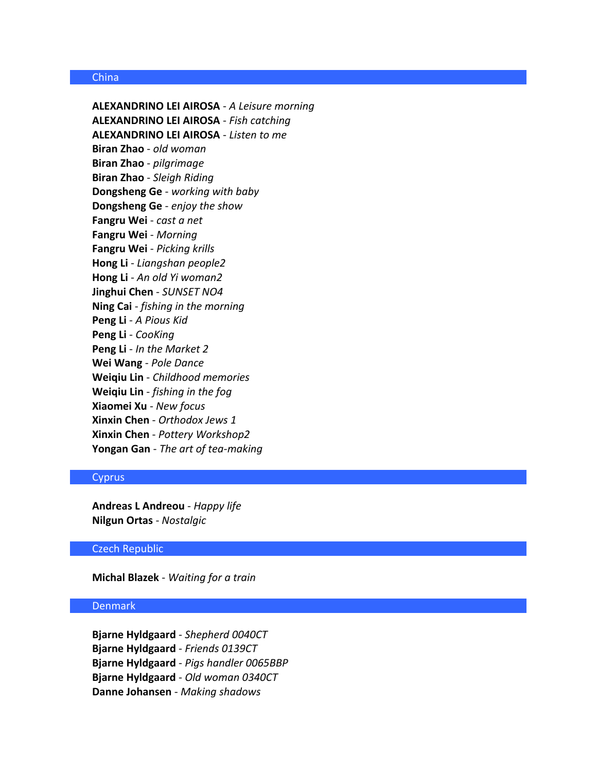## China

**ALEXANDRINO LEI AIROSA** - *A Leisure morning*
**ALEXANDRINO LEI AIROSA** - *Fish catching*
**ALEXANDRINO LEI AIROSA** - *Listen to me*
**Biran Zhao** - *old woman*
**Biran Zhao** - *pilgrimage*
**Biran Zhao** - *Sleigh Riding*
**Dongsheng Ge** - *working with baby*
**Dongsheng Ge** - *enjoy the show*
**Fangru Wei** - *cast a net*
**Fangru Wei** - *Morning*
**Fangru Wei** - *Picking krills*
**Hong Li** - *Liangshan people2*
**Hong Li** - *An old Yi woman2*
**Jinghui Chen** - *SUNSET NO4*
**Ning Cai** - *fishing in the morning*
**Peng Li** - *A Pious Kid*
**Peng Li** - *CooKing*
**Peng Li** - *In the Market 2*
**Wei Wang** - *Pole Dance*
**Weiqiu Lin** - *Childhood memories*
**Weiqiu Lin** - *fishing in the fog*
**Xiaomei Xu** - *New focus*
**Xinxin Chen** - *Orthodox Jews 1*
**Xinxin Chen** - *Pottery Workshop2*
**Yongan Gan** - *The art of tea-making*

## Cyprus

**Andreas L Andreou** - *Happy life*
**Nilgun Ortas** - *Nostalgic*

## Czech Republic

**Michal Blazek** - *Waiting for a train*

## Denmark

**Bjarne Hyldgaard** - *Shepherd 0040CT*
**Bjarne Hyldgaard** - *Friends 0139CT*
**Bjarne Hyldgaard** - *Pigs handler 0065BBP*
**Bjarne Hyldgaard** - *Old woman 0340CT*
**Danne Johansen** - *Making shadows*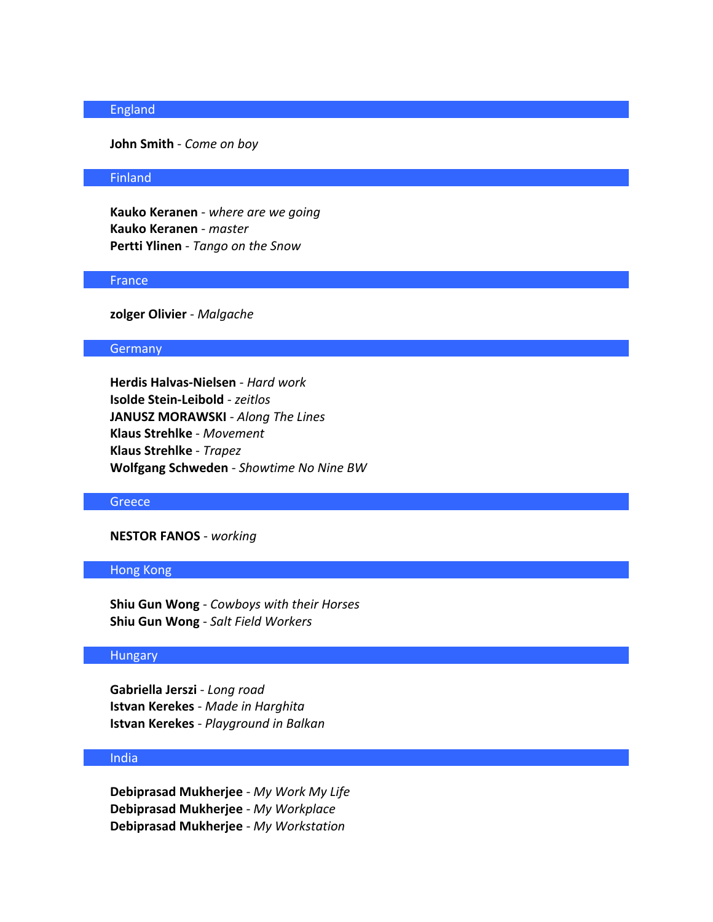## England

**John Smith** - *Come on boy*

## Finland

**Kauko Keranen** - *where are we going*
**Kauko Keranen** - *master*
**Pertti Ylinen** - *Tango on the Snow*

## France

**zolger Olivier** - *Malgache*

## Germany

**Herdis Halvas-Nielsen** - *Hard work*
**Isolde Stein-Leibold** - *zeitlos*
**JANUSZ MORAWSKI** - *Along The Lines*
**Klaus Strehlke** - *Movement*
**Klaus Strehlke** - *Trapez*
**Wolfgang Schweden** - *Showtime No Nine BW*

## Greece

**NESTOR FANOS** - *working*

## Hong Kong

**Shiu Gun Wong** - *Cowboys with their Horses*
**Shiu Gun Wong** - *Salt Field Workers*

## Hungary

**Gabriella Jerszi** - *Long road*
**Istvan Kerekes** - *Made in Harghita*
**Istvan Kerekes** - *Playground in Balkan*

## India

**Debiprasad Mukherjee** - *My Work My Life*
**Debiprasad Mukherjee** - *My Workplace*
**Debiprasad Mukherjee** - *My Workstation*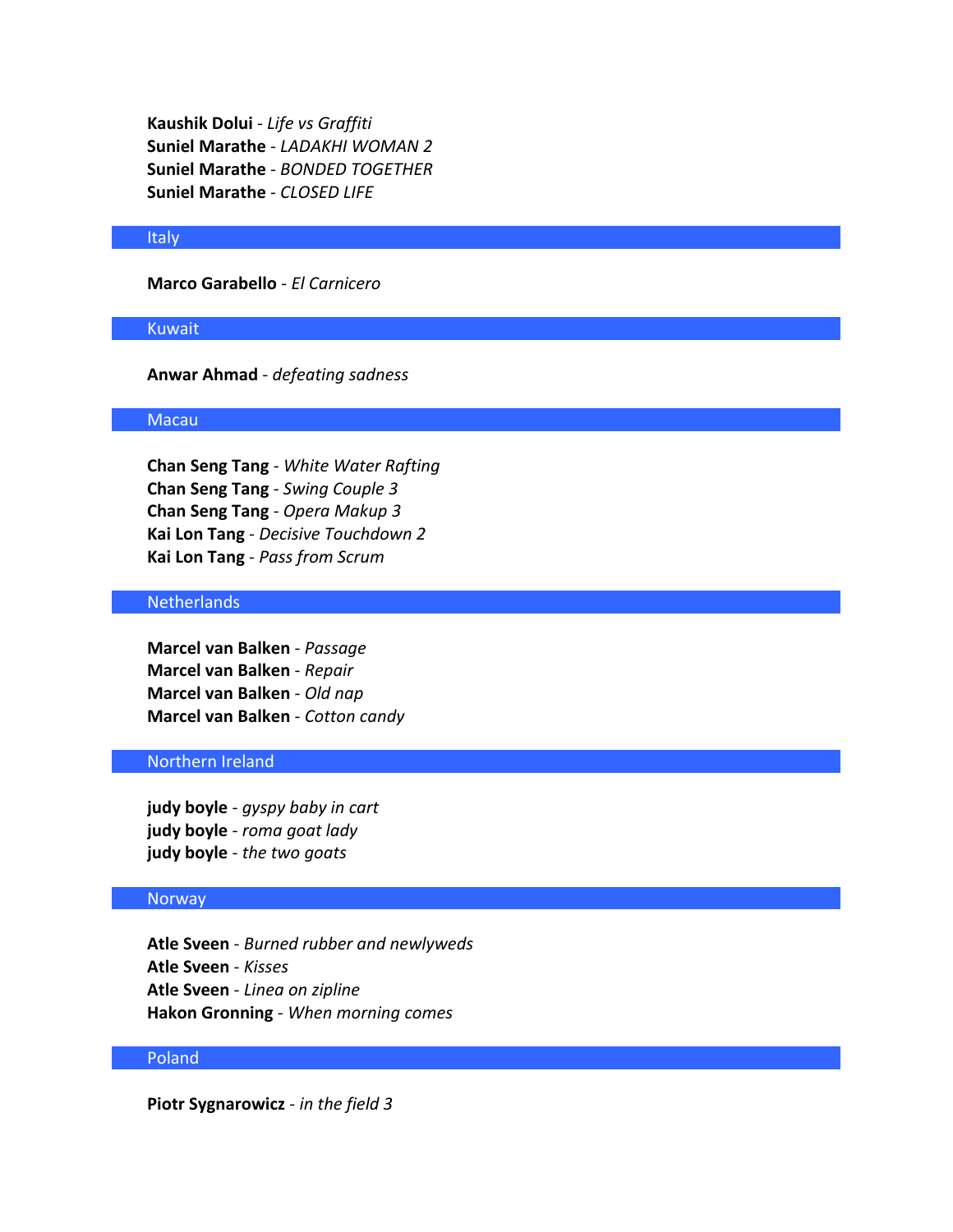**Kaushik Dolui** - *Life vs Graffiti*
**Suniel Marathe** - *LADAKHI WOMAN 2*
**Suniel Marathe** - *BONDED TOGETHER*
**Suniel Marathe** - *CLOSED LIFE*

## Italy

**Marco Garabello** - *El Carnicero*

## Kuwait

**Anwar Ahmad** - *defeating sadness*

## Macau

**Chan Seng Tang** - *White Water Rafting*
**Chan Seng Tang** - *Swing Couple 3*
**Chan Seng Tang** - *Opera Makup 3*
**Kai Lon Tang** - *Decisive Touchdown 2*
**Kai Lon Tang** - *Pass from Scrum*

## Netherlands

**Marcel van Balken** - *Passage*
**Marcel van Balken** - *Repair*
**Marcel van Balken** - *Old nap*
**Marcel van Balken** - *Cotton candy*

## Northern Ireland

**judy boyle** - *gyspy baby in cart*
**judy boyle** - *roma goat lady*
**judy boyle** - *the two goats*

## Norway

**Atle Sveen** - *Burned rubber and newlyweds*
**Atle Sveen** - *Kisses*
**Atle Sveen** - *Linea on zipline*
**Hakon Gronning** - *When morning comes*

## Poland

**Piotr Sygnarowicz** - *in the field 3*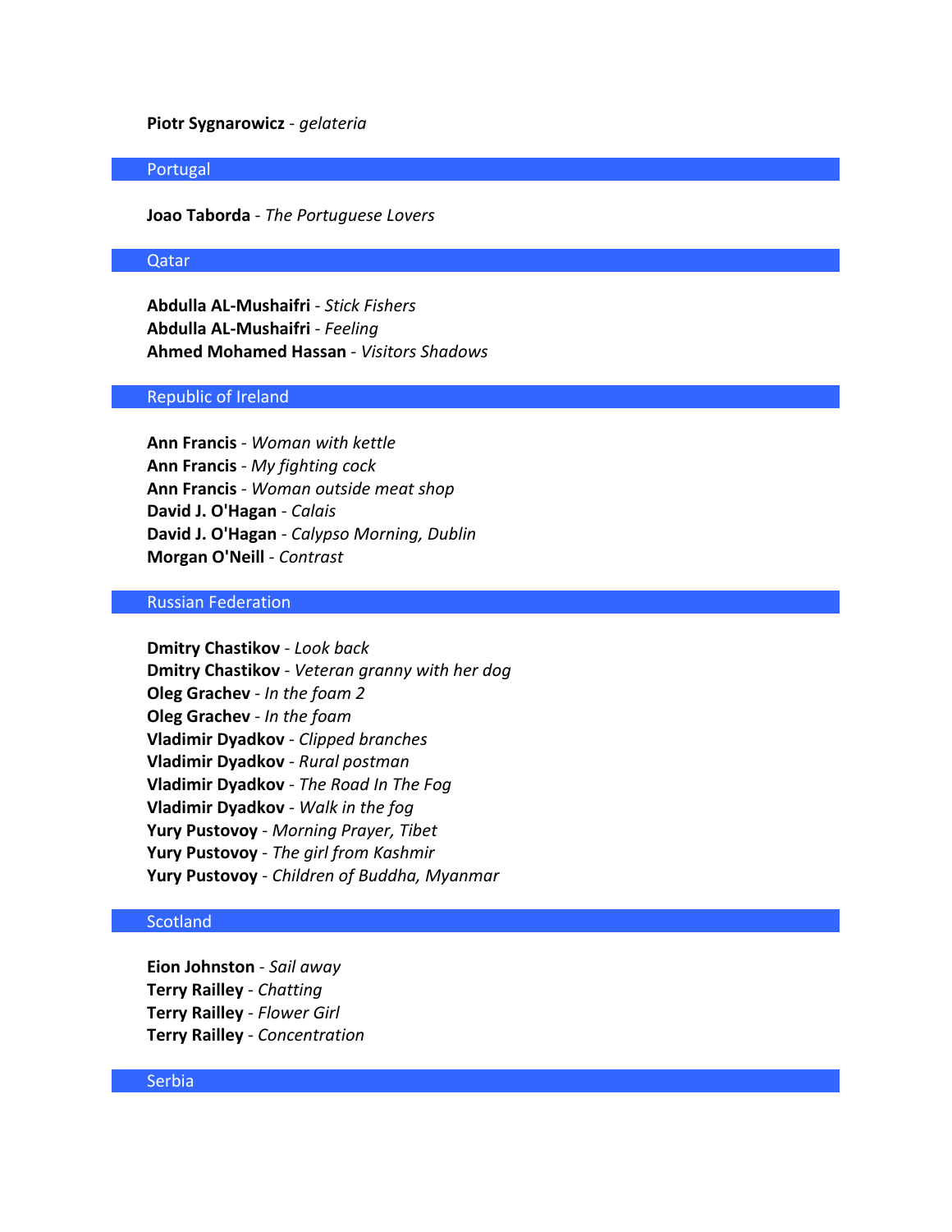**Piotr Sygnarowicz** - *gelateria*

## Portugal

**Joao Taborda** - *The Portuguese Lovers*

## Qatar

**Abdulla AL-Mushaifri** - *Stick Fishers*
**Abdulla AL-Mushaifri** - *Feeling*
**Ahmed Mohamed Hassan** - *Visitors Shadows*

## Republic of Ireland

**Ann Francis** - *Woman with kettle*
**Ann Francis** - *My fighting cock*
**Ann Francis** - *Woman outside meat shop*
**David J. O'Hagan** - *Calais*
**David J. O'Hagan** - *Calypso Morning, Dublin*
**Morgan O'Neill** - *Contrast*

## Russian Federation

**Dmitry Chastikov** - *Look back*
**Dmitry Chastikov** - *Veteran granny with her dog*
**Oleg Grachev** - *In the foam 2*
**Oleg Grachev** - *In the foam*
**Vladimir Dyadkov** - *Clipped branches*
**Vladimir Dyadkov** - *Rural postman*
**Vladimir Dyadkov** - *The Road In The Fog*
**Vladimir Dyadkov** - *Walk in the fog*
**Yury Pustovoy** - *Morning Prayer, Tibet*
**Yury Pustovoy** - *The girl from Kashmir*
**Yury Pustovoy** - *Children of Buddha, Myanmar*

## Scotland

**Eion Johnston** - *Sail away*
**Terry Railley** - *Chatting*
**Terry Railley** - *Flower Girl*
**Terry Railley** - *Concentration*

## Serbia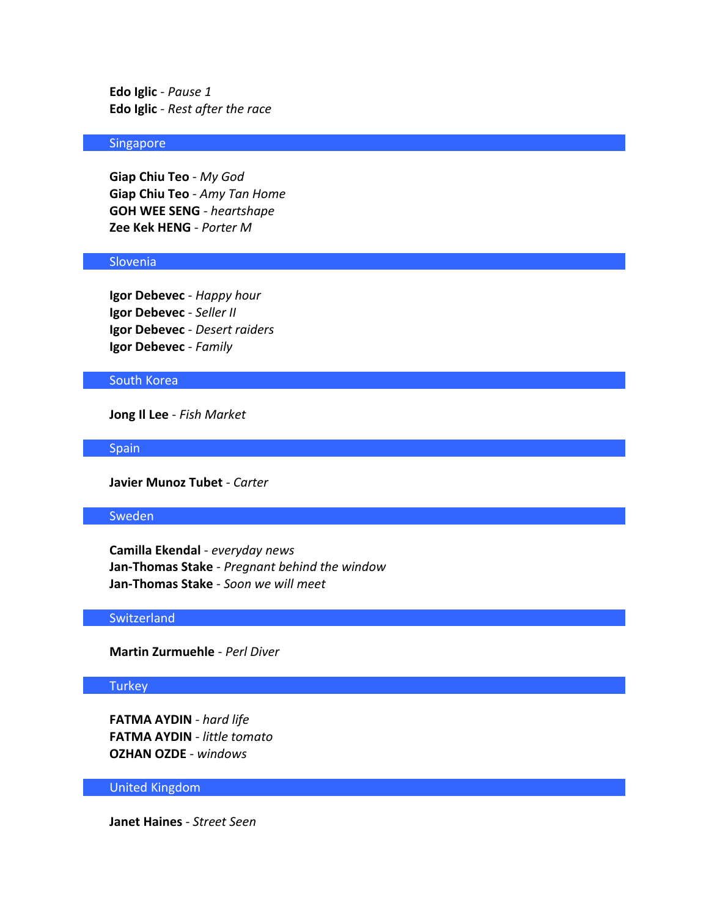**Edo Iglic** - *Pause 1*
**Edo Iglic** - *Rest after the race*

## Singapore

**Giap Chiu Teo** - *My God*
**Giap Chiu Teo** - *Amy Tan Home*
**GOH WEE SENG** - *heartshape*
**Zee Kek HENG** - *Porter M*

## Slovenia

**Igor Debevec** - *Happy hour*
**Igor Debevec** - *Seller II*
**Igor Debevec** - *Desert raiders*
**Igor Debevec** - *Family*

## South Korea

**Jong Il Lee** - *Fish Market*

## Spain

**Javier Munoz Tubet** - *Carter*

## Sweden

**Camilla Ekendal** - *everyday news*
**Jan-Thomas Stake** - *Pregnant behind the window*
**Jan-Thomas Stake** - *Soon we will meet*

## Switzerland

**Martin Zurmuehle** - *Perl Diver*

## Turkey

**FATMA AYDIN** - *hard life*
**FATMA AYDIN** - *little tomato*
**OZHAN OZDE** - *windows*

## United Kingdom

**Janet Haines** - *Street Seen*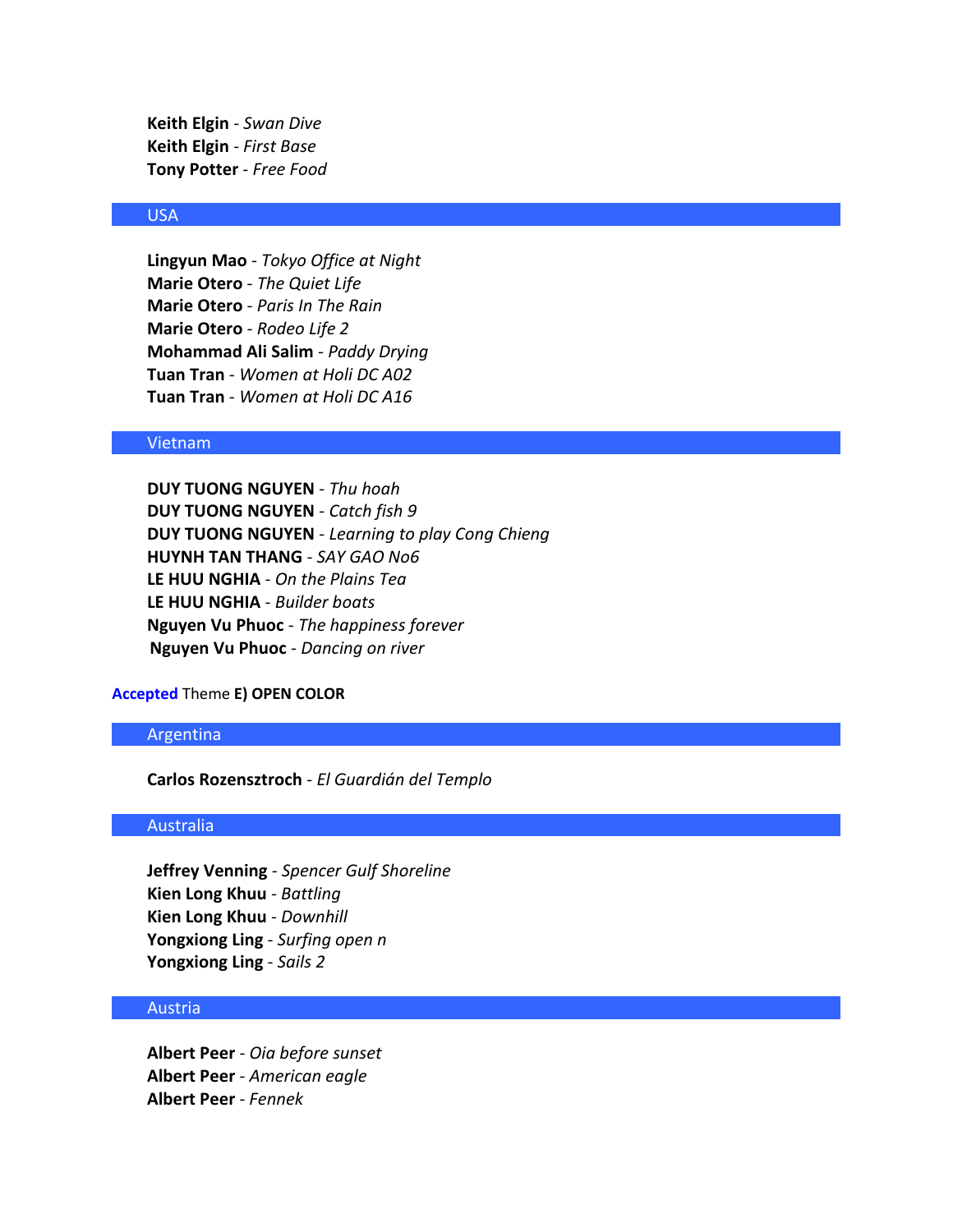**Keith Elgin** - *Swan Dive*
**Keith Elgin** - *First Base*
**Tony Potter** - *Free Food*

## USA

**Lingyun Mao** - *Tokyo Office at Night*
**Marie Otero** - *The Quiet Life*
**Marie Otero** - *Paris In The Rain*
**Marie Otero** - *Rodeo Life 2*
**Mohammad Ali Salim** - *Paddy Drying*
**Tuan Tran** - *Women at Holi DC A02*
**Tuan Tran** - *Women at Holi DC A16*

## Vietnam

**DUY TUONG NGUYEN** - *Thu hoah*
**DUY TUONG NGUYEN** - *Catch fish 9*
**DUY TUONG NGUYEN** - *Learning to play Cong Chieng*
**HUYNH TAN THANG** - *SAY GAO No6*
**LE HUU NGHIA** - *On the Plains Tea*
**LE HUU NGHIA** - *Builder boats*
**Nguyen Vu Phuoc** - *The happiness forever*
**Nguyen Vu Phuoc** - *Dancing on river*

**Accepted** Theme **E) OPEN COLOR**

## Argentina

**Carlos Rozensztroch** - *El Guardián del Templo*

## Australia

**Jeffrey Venning** - *Spencer Gulf Shoreline*
**Kien Long Khuu** - *Battling*
**Kien Long Khuu** - *Downhill*
**Yongxiong Ling** - *Surfing open n*
**Yongxiong Ling** - *Sails 2*

## Austria

**Albert Peer** - *Oia before sunset*
**Albert Peer** - *American eagle*
**Albert Peer** - *Fennek*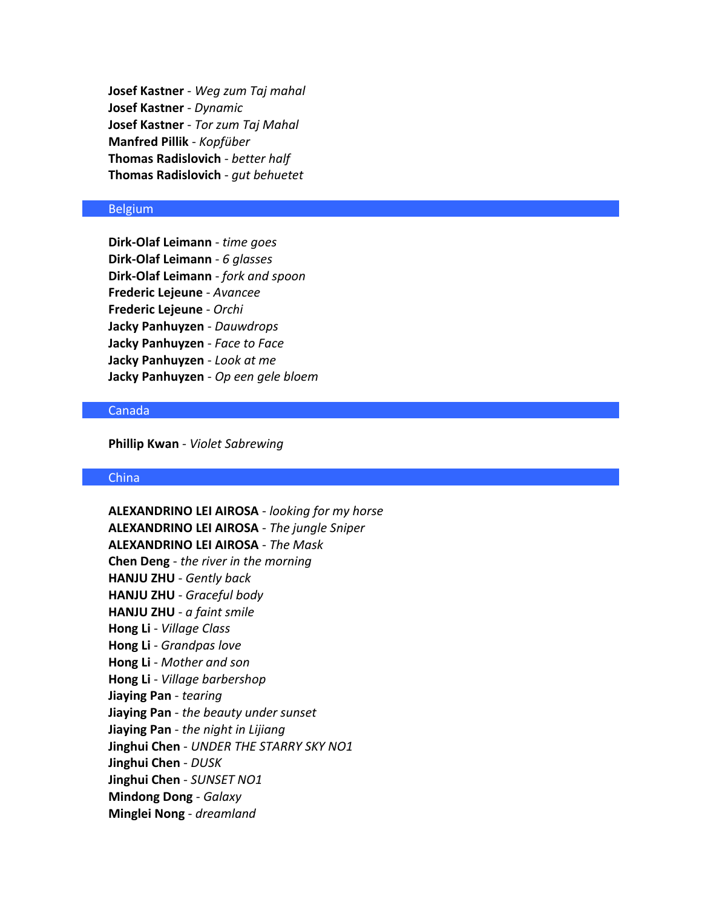**Josef Kastner** - *Weg zum Taj mahal*
**Josef Kastner** - *Dynamic*
**Josef Kastner** - *Tor zum Taj Mahal*
**Manfred Pillik** - *Kopfüber*
**Thomas Radislovich** - *better half*
**Thomas Radislovich** - *gut behuetet*

## Belgium

**Dirk-Olaf Leimann** - *time goes*
**Dirk-Olaf Leimann** - *6 glasses*
**Dirk-Olaf Leimann** - *fork and spoon*
**Frederic Lejeune** - *Avancee*
**Frederic Lejeune** - *Orchi*
**Jacky Panhuyzen** - *Dauwdrops*
**Jacky Panhuyzen** - *Face to Face*
**Jacky Panhuyzen** - *Look at me*
**Jacky Panhuyzen** - *Op een gele bloem*

## Canada

**Phillip Kwan** - *Violet Sabrewing*

## China

**ALEXANDRINO LEI AIROSA** - *looking for my horse*
**ALEXANDRINO LEI AIROSA** - *The jungle Sniper*
**ALEXANDRINO LEI AIROSA** - *The Mask*
**Chen Deng** - *the river in the morning*
**HANJU ZHU** - *Gently back*
**HANJU ZHU** - *Graceful body*
**HANJU ZHU** - *a faint smile*
**Hong Li** - *Village Class*
**Hong Li** - *Grandpas love*
**Hong Li** - *Mother and son*
**Hong Li** - *Village barbershop*
**Jiaying Pan** - *tearing*
**Jiaying Pan** - *the beauty under sunset*
**Jiaying Pan** - *the night in Lijiang*
**Jinghui Chen** - *UNDER THE STARRY SKY NO1*
**Jinghui Chen** - *DUSK*
**Jinghui Chen** - *SUNSET NO1*
**Mindong Dong** - *Galaxy*
**Minglei Nong** - *dreamland*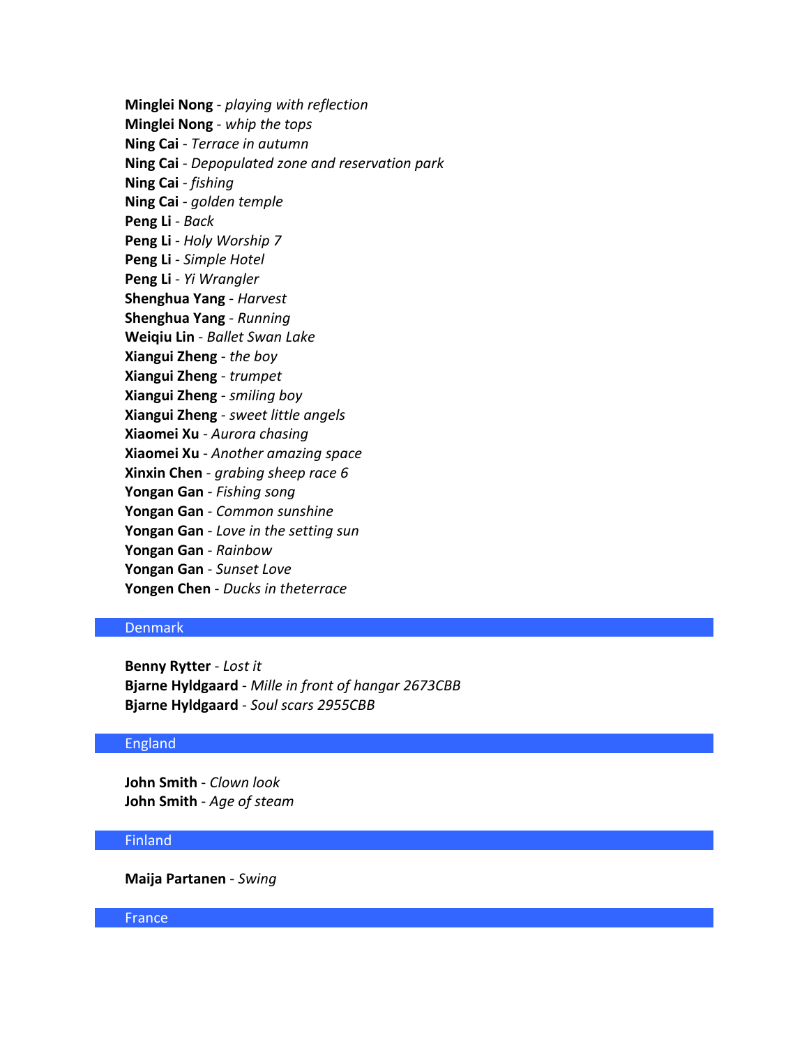**Minglei Nong** - *playing with reflection*
**Minglei Nong** - *whip the tops*
**Ning Cai** - *Terrace in autumn*
**Ning Cai** - *Depopulated zone and reservation park*
**Ning Cai** - *fishing*
**Ning Cai** - *golden temple*
**Peng Li** - *Back*
**Peng Li** - *Holy Worship 7*
**Peng Li** - *Simple Hotel*
**Peng Li** - *Yi Wrangler*
**Shenghua Yang** - *Harvest*
**Shenghua Yang** - *Running*
**Weiqiu Lin** - *Ballet Swan Lake*
**Xiangui Zheng** - *the boy*
**Xiangui Zheng** - *trumpet*
**Xiangui Zheng** - *smiling boy*
**Xiangui Zheng** - *sweet little angels*
**Xiaomei Xu** - *Aurora chasing*
**Xiaomei Xu** - *Another amazing space*
**Xinxin Chen** - *grabing sheep race 6*
**Yongan Gan** - *Fishing song*
**Yongan Gan** - *Common sunshine*
**Yongan Gan** - *Love in the setting sun*
**Yongan Gan** - *Rainbow*
**Yongan Gan** - *Sunset Love*
**Yongen Chen** - *Ducks in theterrace*

## Denmark

**Benny Rytter** - *Lost it*
**Bjarne Hyldgaard** - *Mille in front of hangar 2673CBB*
**Bjarne Hyldgaard** - *Soul scars 2955CBB*

## England

**John Smith** - *Clown look*
**John Smith** - *Age of steam*

## Finland

**Maija Partanen** - *Swing*

## France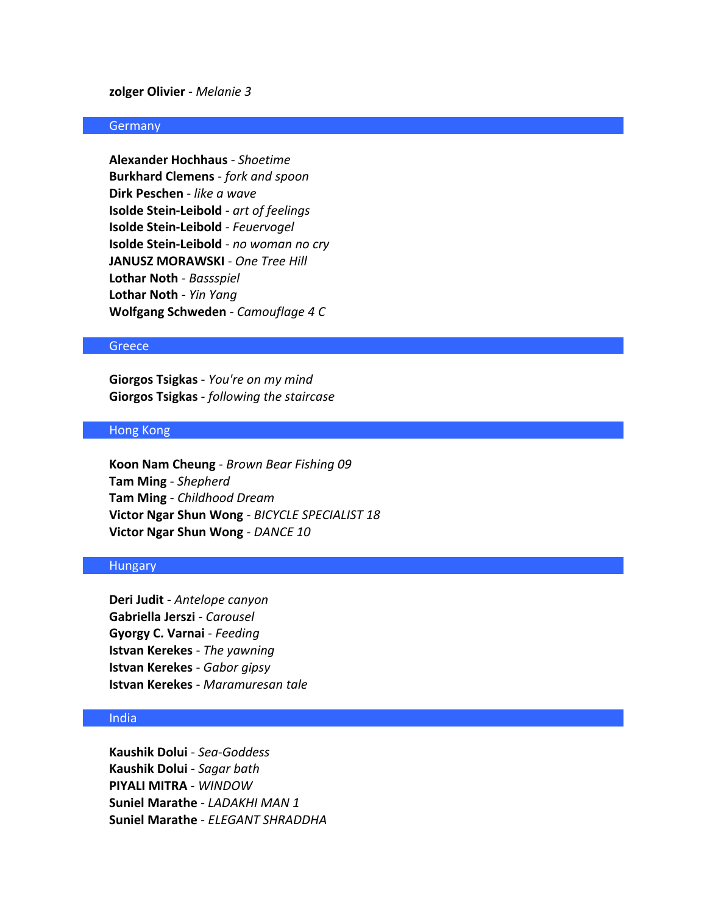**zolger Olivier** - *Melanie 3*

## Germany

**Alexander Hochhaus** - *Shoetime*
**Burkhard Clemens** - *fork and spoon*
**Dirk Peschen** - *like a wave*
**Isolde Stein-Leibold** - *art of feelings*
**Isolde Stein-Leibold** - *Feuervogel*
**Isolde Stein-Leibold** - *no woman no cry*
**JANUSZ MORAWSKI** - *One Tree Hill*
**Lothar Noth** - *Bassspiel*
**Lothar Noth** - *Yin Yang*
**Wolfgang Schweden** - *Camouflage 4 C*

## Greece

**Giorgos Tsigkas** - *You're on my mind*
**Giorgos Tsigkas** - *following the staircase*

## Hong Kong

**Koon Nam Cheung** - *Brown Bear Fishing 09*
**Tam Ming** - *Shepherd*
**Tam Ming** - *Childhood Dream*
**Victor Ngar Shun Wong** - *BICYCLE SPECIALIST 18*
**Victor Ngar Shun Wong** - *DANCE 10*

## Hungary

**Deri Judit** - *Antelope canyon*
**Gabriella Jerszi** - *Carousel*
**Gyorgy C. Varnai** - *Feeding*
**Istvan Kerekes** - *The yawning*
**Istvan Kerekes** - *Gabor gipsy*
**Istvan Kerekes** - *Maramuresan tale*

## India

**Kaushik Dolui** - *Sea-Goddess*
**Kaushik Dolui** - *Sagar bath*
**PIYALI MITRA** - *WINDOW*
**Suniel Marathe** - *LADAKHI MAN 1*
**Suniel Marathe** - *ELEGANT SHRADDHA*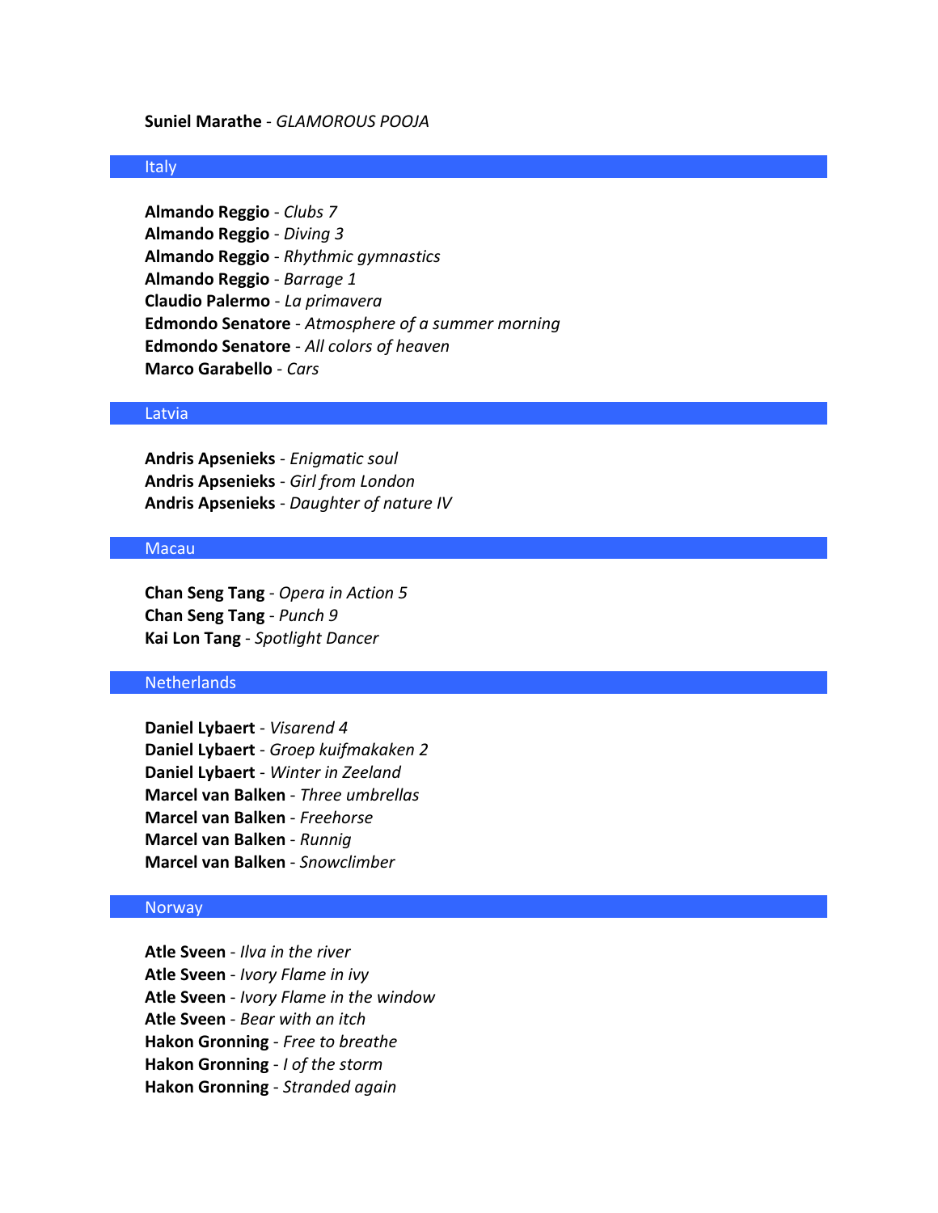**Suniel Marathe** - *GLAMOROUS POOJA*

## Italy

**Almando Reggio** - *Clubs 7*
**Almando Reggio** - *Diving 3*
**Almando Reggio** - *Rhythmic gymnastics*
**Almando Reggio** - *Barrage 1*
**Claudio Palermo** - *La primavera*
**Edmondo Senatore** - *Atmosphere of a summer morning*
**Edmondo Senatore** - *All colors of heaven*
**Marco Garabello** - *Cars*

## Latvia

**Andris Apsenieks** - *Enigmatic soul*
**Andris Apsenieks** - *Girl from London*
**Andris Apsenieks** - *Daughter of nature IV*

## Macau

**Chan Seng Tang** - *Opera in Action 5*
**Chan Seng Tang** - *Punch 9*
**Kai Lon Tang** - *Spotlight Dancer*

## Netherlands

**Daniel Lybaert** - *Visarend 4*
**Daniel Lybaert** - *Groep kuifmakaken 2*
**Daniel Lybaert** - *Winter in Zeeland*
**Marcel van Balken** - *Three umbrellas*
**Marcel van Balken** - *Freehorse*
**Marcel van Balken** - *Runnig*
**Marcel van Balken** - *Snowclimber*

## Norway

**Atle Sveen** - *Ilva in the river*
**Atle Sveen** - *Ivory Flame in ivy*
**Atle Sveen** - *Ivory Flame in the window*
**Atle Sveen** - *Bear with an itch*
**Hakon Gronning** - *Free to breathe*
**Hakon Gronning** - *I of the storm*
**Hakon Gronning** - *Stranded again*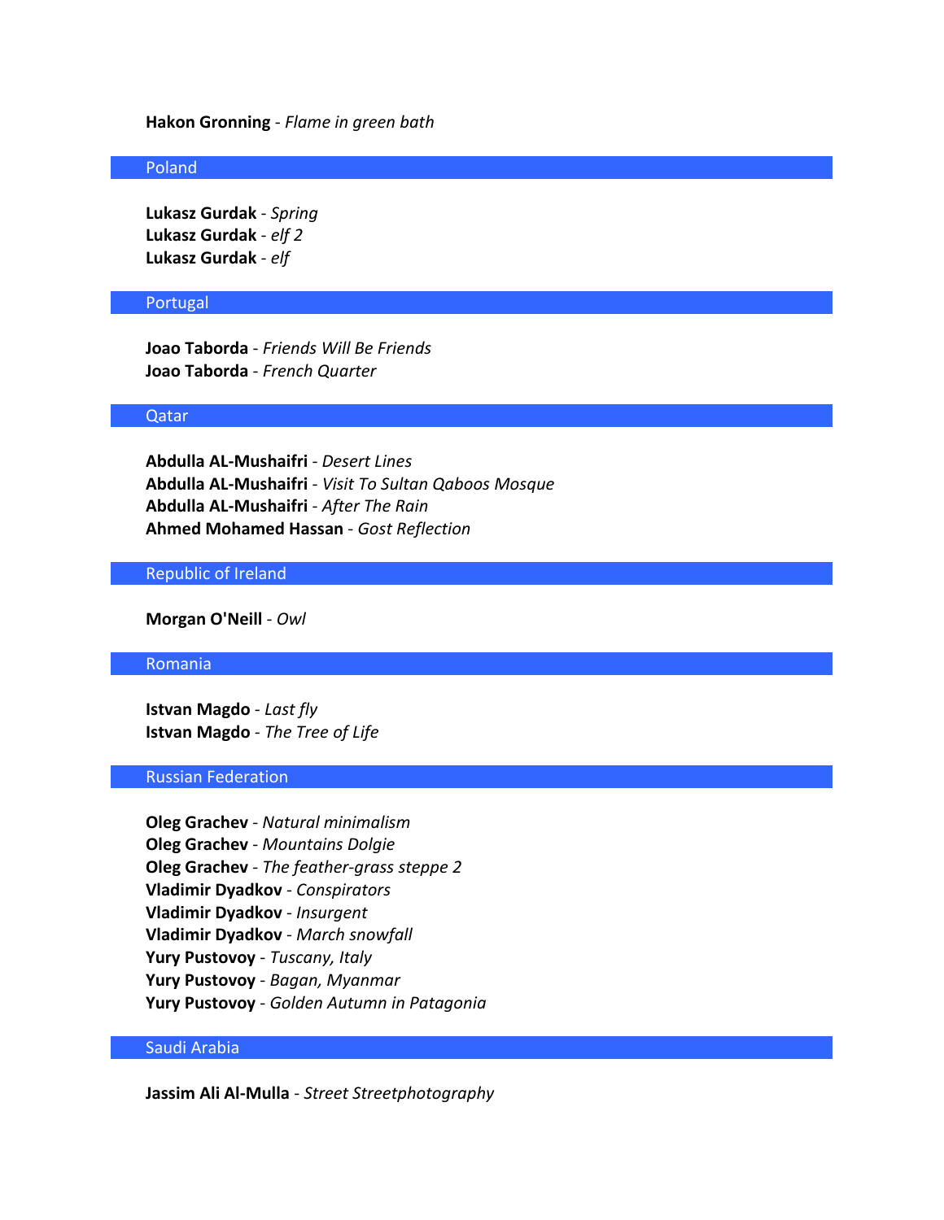**Hakon Gronning** - *Flame in green bath*

## Poland

**Lukasz Gurdak** - *Spring*
**Lukasz Gurdak** - *elf 2*
**Lukasz Gurdak** - *elf*

## Portugal

**Joao Taborda** - *Friends Will Be Friends*
**Joao Taborda** - *French Quarter*

## Qatar

**Abdulla AL-Mushaifri** - *Desert Lines*
**Abdulla AL-Mushaifri** - *Visit To Sultan Qaboos Mosque*
**Abdulla AL-Mushaifri** - *After The Rain*
**Ahmed Mohamed Hassan** - *Gost Reflection*

## Republic of Ireland

**Morgan O'Neill** - *Owl*

## Romania

**Istvan Magdo** - *Last fly*
**Istvan Magdo** - *The Tree of Life*

## Russian Federation

**Oleg Grachev** - *Natural minimalism*
**Oleg Grachev** - *Mountains Dolgie*
**Oleg Grachev** - *The feather-grass steppe 2*
**Vladimir Dyadkov** - *Conspirators*
**Vladimir Dyadkov** - *Insurgent*
**Vladimir Dyadkov** - *March snowfall*
**Yury Pustovoy** - *Tuscany, Italy*
**Yury Pustovoy** - *Bagan, Myanmar*
**Yury Pustovoy** - *Golden Autumn in Patagonia*

## Saudi Arabia

**Jassim Ali Al-Mulla** - *Street Streetphotography*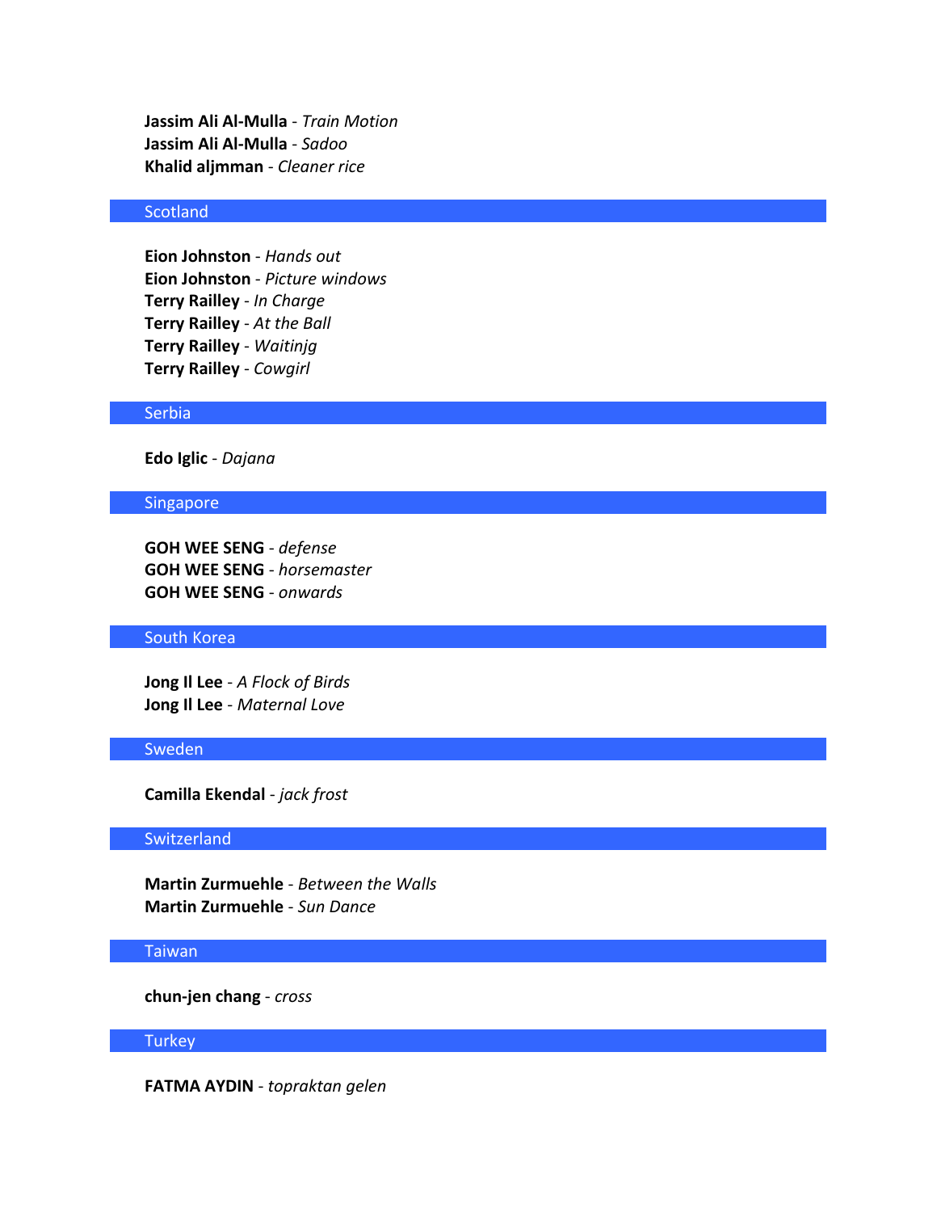**Jassim Ali Al-Mulla** - *Train Motion*
**Jassim Ali Al-Mulla** - *Sadoo*
**Khalid aljmman** - *Cleaner rice*

## Scotland

**Eion Johnston** - *Hands out*
**Eion Johnston** - *Picture windows*
**Terry Railley** - *In Charge*
**Terry Railley** - *At the Ball*
**Terry Railley** - *Waitinjg*
**Terry Railley** - *Cowgirl*

## Serbia

**Edo Iglic** - *Dajana*

## Singapore

**GOH WEE SENG** - *defense*
**GOH WEE SENG** - *horsemaster*
**GOH WEE SENG** - *onwards*

## South Korea

**Jong Il Lee** - *A Flock of Birds*
**Jong Il Lee** - *Maternal Love*

## Sweden

**Camilla Ekendal** - *jack frost*

## Switzerland

**Martin Zurmuehle** - *Between the Walls*
**Martin Zurmuehle** - *Sun Dance*

## Taiwan

**chun-jen chang** - *cross*

## Turkey

**FATMA AYDIN** - *topraktan gelen*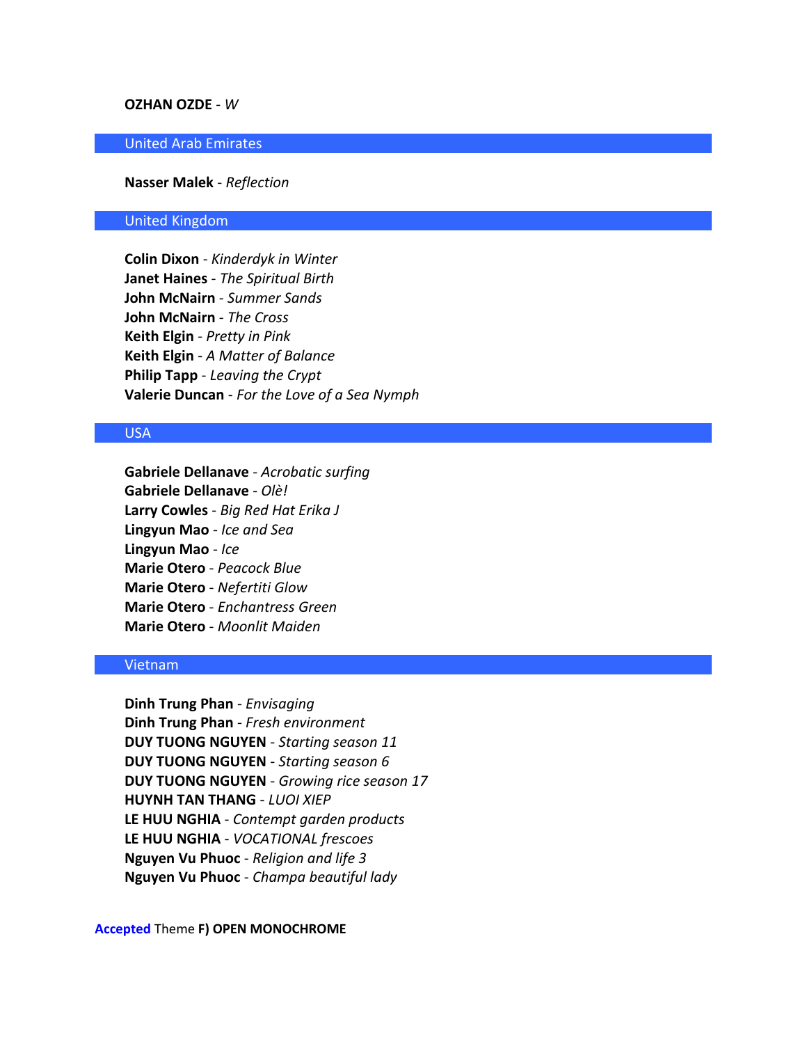**OZHAN OZDE** - *W*

## United Arab Emirates

**Nasser Malek** - *Reflection*

## United Kingdom

**Colin Dixon** - *Kinderdyk in Winter*
**Janet Haines** - *The Spiritual Birth*
**John McNairn** - *Summer Sands*
**John McNairn** - *The Cross*
**Keith Elgin** - *Pretty in Pink*
**Keith Elgin** - *A Matter of Balance*
**Philip Tapp** - *Leaving the Crypt*
**Valerie Duncan** - *For the Love of a Sea Nymph*

## USA

**Gabriele Dellanave** - *Acrobatic surfing*
**Gabriele Dellanave** - *Olè!*
**Larry Cowles** - *Big Red Hat Erika J*
**Lingyun Mao** - *Ice and Sea*
**Lingyun Mao** - *Ice*
**Marie Otero** - *Peacock Blue*
**Marie Otero** - *Nefertiti Glow*
**Marie Otero** - *Enchantress Green*
**Marie Otero** - *Moonlit Maiden*

## Vietnam

**Dinh Trung Phan** - *Envisaging*
**Dinh Trung Phan** - *Fresh environment*
**DUY TUONG NGUYEN** - *Starting season 11*
**DUY TUONG NGUYEN** - *Starting season 6*
**DUY TUONG NGUYEN** - *Growing rice season 17*
**HUYNH TAN THANG** - *LUOI XIEP*
**LE HUU NGHIA** - *Contempt garden products*
**LE HUU NGHIA** - *VOCATIONAL frescoes*
**Nguyen Vu Phuoc** - *Religion and life 3*
**Nguyen Vu Phuoc** - *Champa beautiful lady*

Accepted Theme **F) OPEN MONOCHROME**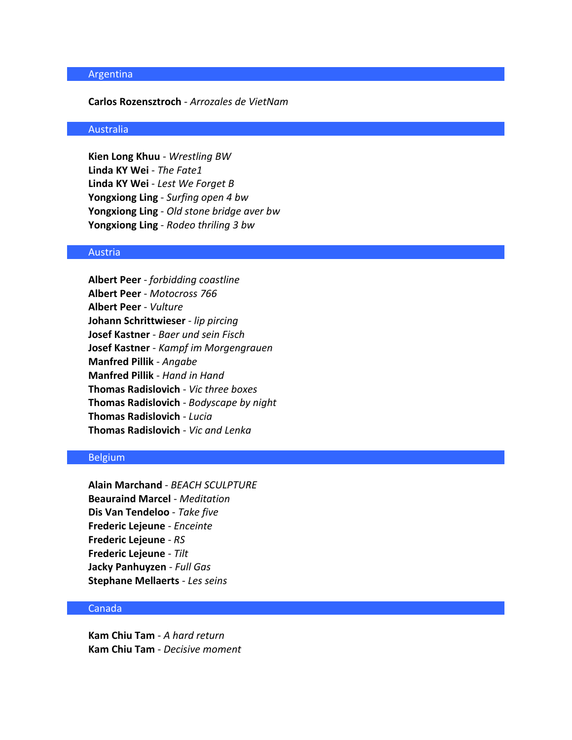## Argentina

**Carlos Rozensztroch** - *Arrozales de VietNam*

## Australia

**Kien Long Khuu** - *Wrestling BW*
**Linda KY Wei** - *The Fate1*
**Linda KY Wei** - *Lest We Forget B*
**Yongxiong Ling** - *Surfing open 4 bw*
**Yongxiong Ling** - *Old stone bridge aver bw*
**Yongxiong Ling** - *Rodeo thriling 3 bw*

## Austria

**Albert Peer** - *forbidding coastline*
**Albert Peer** - *Motocross 766*
**Albert Peer** - *Vulture*
**Johann Schrittwieser** - *lip pircing*
**Josef Kastner** - *Baer und sein Fisch*
**Josef Kastner** - *Kampf im Morgengrauen*
**Manfred Pillik** - *Angabe*
**Manfred Pillik** - *Hand in Hand*
**Thomas Radislovich** - *Vic three boxes*
**Thomas Radislovich** - *Bodyscape by night*
**Thomas Radislovich** - *Lucia*
**Thomas Radislovich** - *Vic and Lenka*

## Belgium

**Alain Marchand** - *BEACH SCULPTURE*
**Beauraind Marcel** - *Meditation*
**Dis Van Tendeloo** - *Take five*
**Frederic Lejeune** - *Enceinte*
**Frederic Lejeune** - *RS*
**Frederic Lejeune** - *Tilt*
**Jacky Panhuyzen** - *Full Gas*
**Stephane Mellaerts** - *Les seins*

## Canada

**Kam Chiu Tam** - *A hard return*
**Kam Chiu Tam** - *Decisive moment*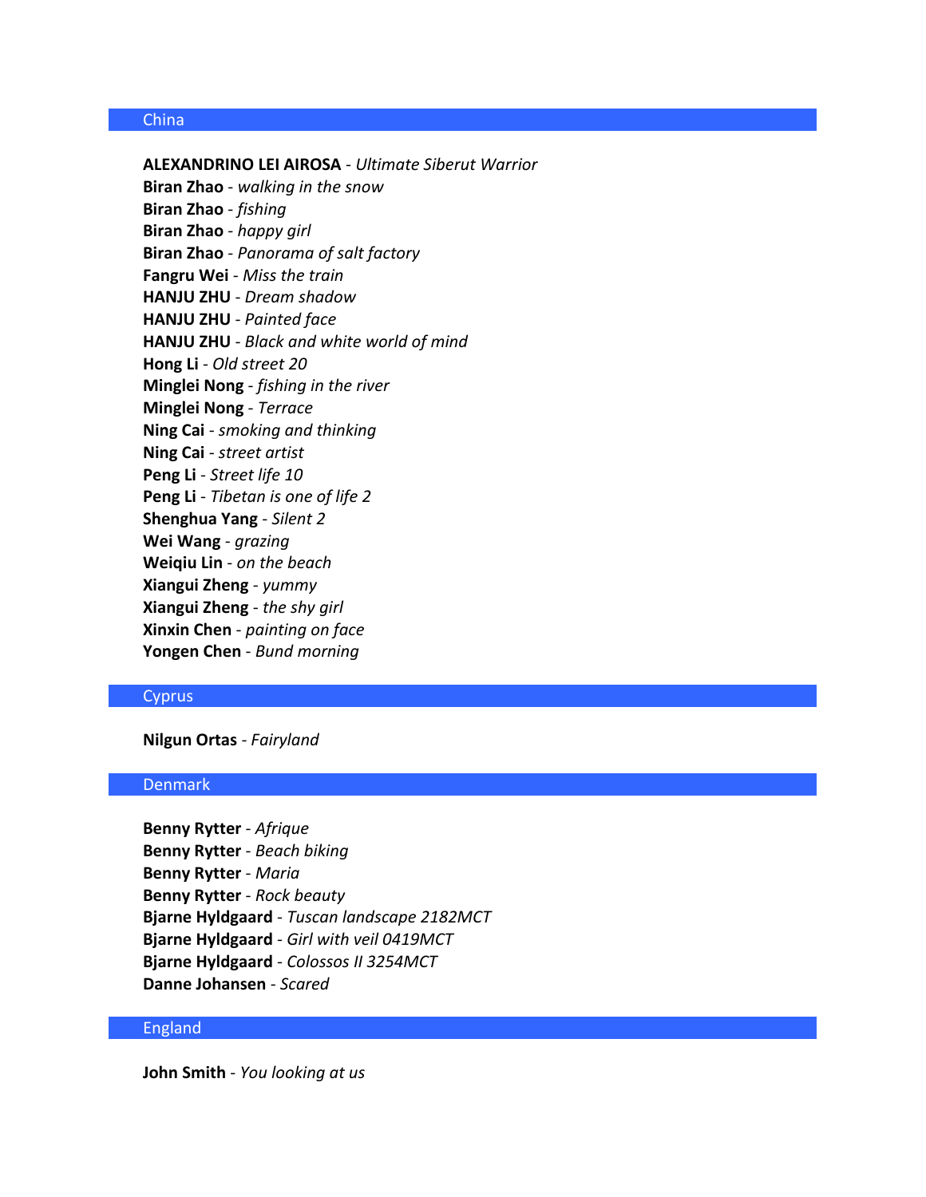## China

**ALEXANDRINO LEI AIROSA** - *Ultimate Siberut Warrior*
**Biran Zhao** - *walking in the snow*
**Biran Zhao** - *fishing*
**Biran Zhao** - *happy girl*
**Biran Zhao** - *Panorama of salt factory*
**Fangru Wei** - *Miss the train*
**HANJU ZHU** - *Dream shadow*
**HANJU ZHU** - *Painted face*
**HANJU ZHU** - *Black and white world of mind*
**Hong Li** - *Old street 20*
**Minglei Nong** - *fishing in the river*
**Minglei Nong** - *Terrace*
**Ning Cai** - *smoking and thinking*
**Ning Cai** - *street artist*
**Peng Li** - *Street life 10*
**Peng Li** - *Tibetan is one of life 2*
**Shenghua Yang** - *Silent 2*
**Wei Wang** - *grazing*
**Weiqiu Lin** - *on the beach*
**Xiangui Zheng** - *yummy*
**Xiangui Zheng** - *the shy girl*
**Xinxin Chen** - *painting on face*
**Yongen Chen** - *Bund morning*

## Cyprus

**Nilgun Ortas** - *Fairyland*

## Denmark

**Benny Rytter** - *Afrique*
**Benny Rytter** - *Beach biking*
**Benny Rytter** - *Maria*
**Benny Rytter** - *Rock beauty*
**Bjarne Hyldgaard** - *Tuscan landscape 2182MCT*
**Bjarne Hyldgaard** - *Girl with veil 0419MCT*
**Bjarne Hyldgaard** - *Colossos II 3254MCT*
**Danne Johansen** - *Scared*

## England

**John Smith** - *You looking at us*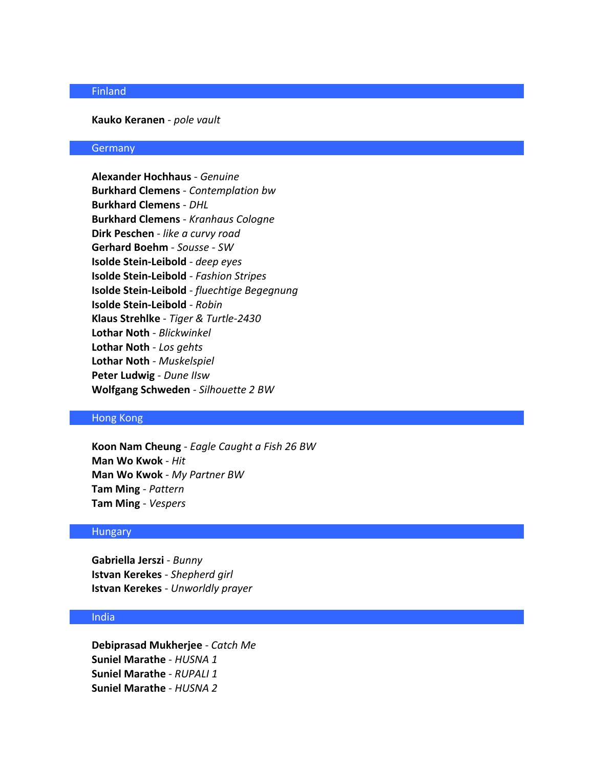## Finland

**Kauko Keranen** - *pole vault*

## Germany

**Alexander Hochhaus** - *Genuine*
**Burkhard Clemens** - *Contemplation bw*
**Burkhard Clemens** - *DHL*
**Burkhard Clemens** - *Kranhaus Cologne*
**Dirk Peschen** - *like a curvy road*
**Gerhard Boehm** - *Sousse - SW*
**Isolde Stein-Leibold** - *deep eyes*
**Isolde Stein-Leibold** - *Fashion Stripes*
**Isolde Stein-Leibold** - *fluechtige Begegnung*
**Isolde Stein-Leibold** - *Robin*
**Klaus Strehlke** - *Tiger & Turtle-2430*
**Lothar Noth** - *Blickwinkel*
**Lothar Noth** - *Los gehts*
**Lothar Noth** - *Muskelspiel*
**Peter Ludwig** - *Dune IIsw*
**Wolfgang Schweden** - *Silhouette 2 BW*

## Hong Kong

**Koon Nam Cheung** - *Eagle Caught a Fish 26 BW*
**Man Wo Kwok** - *Hit*
**Man Wo Kwok** - *My Partner BW*
**Tam Ming** - *Pattern*
**Tam Ming** - *Vespers*

## Hungary

**Gabriella Jerszi** - *Bunny*
**Istvan Kerekes** - *Shepherd girl*
**Istvan Kerekes** - *Unworldly prayer*

## India

**Debiprasad Mukherjee** - *Catch Me*
**Suniel Marathe** - *HUSNA 1*
**Suniel Marathe** - *RUPALI 1*
**Suniel Marathe** - *HUSNA 2*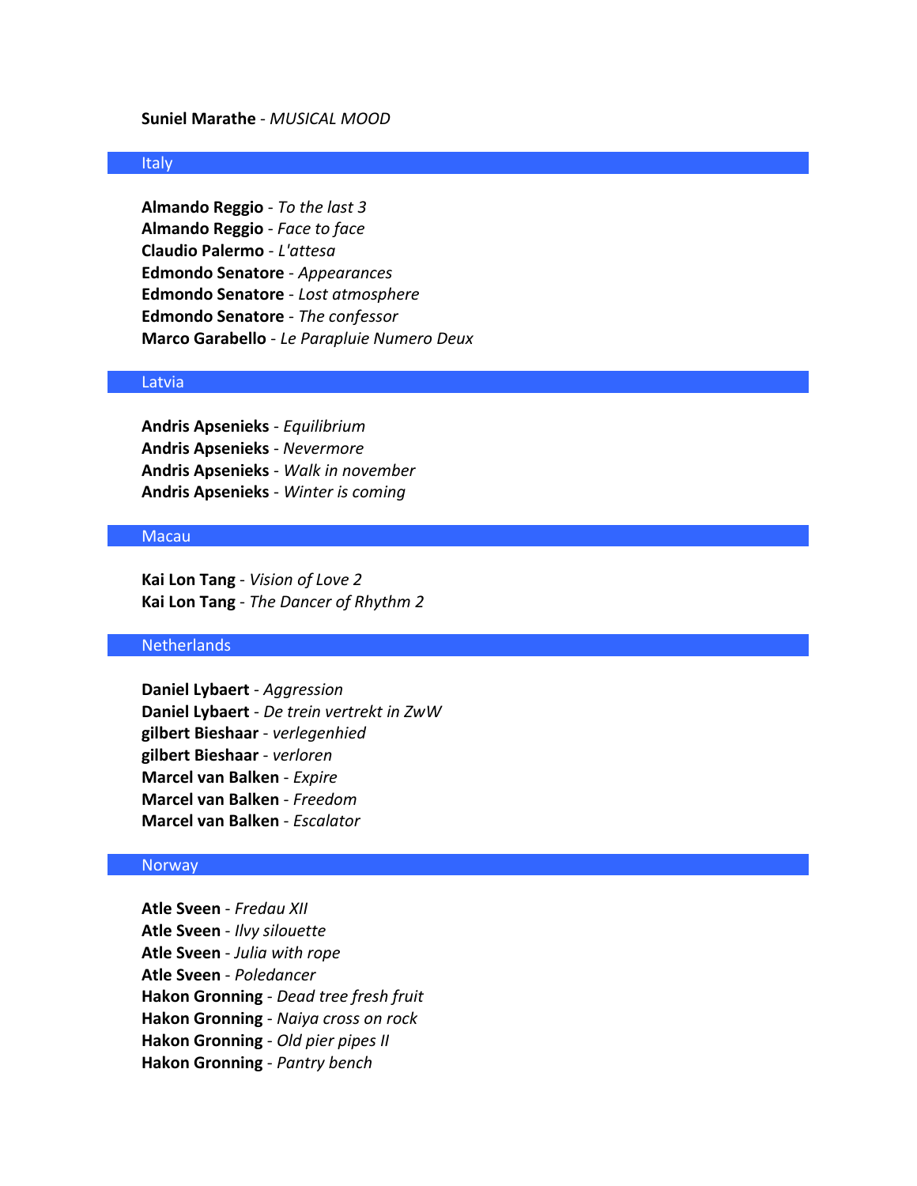**Suniel Marathe** - *MUSICAL MOOD*

## Italy

**Almando Reggio** - *To the last 3*
**Almando Reggio** - *Face to face*
**Claudio Palermo** - *L'attesa*
**Edmondo Senatore** - *Appearances*
**Edmondo Senatore** - *Lost atmosphere*
**Edmondo Senatore** - *The confessor*
**Marco Garabello** - *Le Parapluie Numero Deux*

## Latvia

**Andris Apsenieks** - *Equilibrium*
**Andris Apsenieks** - *Nevermore*
**Andris Apsenieks** - *Walk in november*
**Andris Apsenieks** - *Winter is coming*

## Macau

**Kai Lon Tang** - *Vision of Love 2*
**Kai Lon Tang** - *The Dancer of Rhythm 2*

## Netherlands

**Daniel Lybaert** - *Aggression*
**Daniel Lybaert** - *De trein vertrekt in ZwW*
**gilbert Bieshaar** - *verlegenhied*
**gilbert Bieshaar** - *verloren*
**Marcel van Balken** - *Expire*
**Marcel van Balken** - *Freedom*
**Marcel van Balken** - *Escalator*

## Norway

**Atle Sveen** - *Fredau XII*
**Atle Sveen** - *Ilvy silouette*
**Atle Sveen** - *Julia with rope*
**Atle Sveen** - *Poledancer*
**Hakon Gronning** - *Dead tree fresh fruit*
**Hakon Gronning** - *Naiya cross on rock*
**Hakon Gronning** - *Old pier pipes II*
**Hakon Gronning** - *Pantry bench*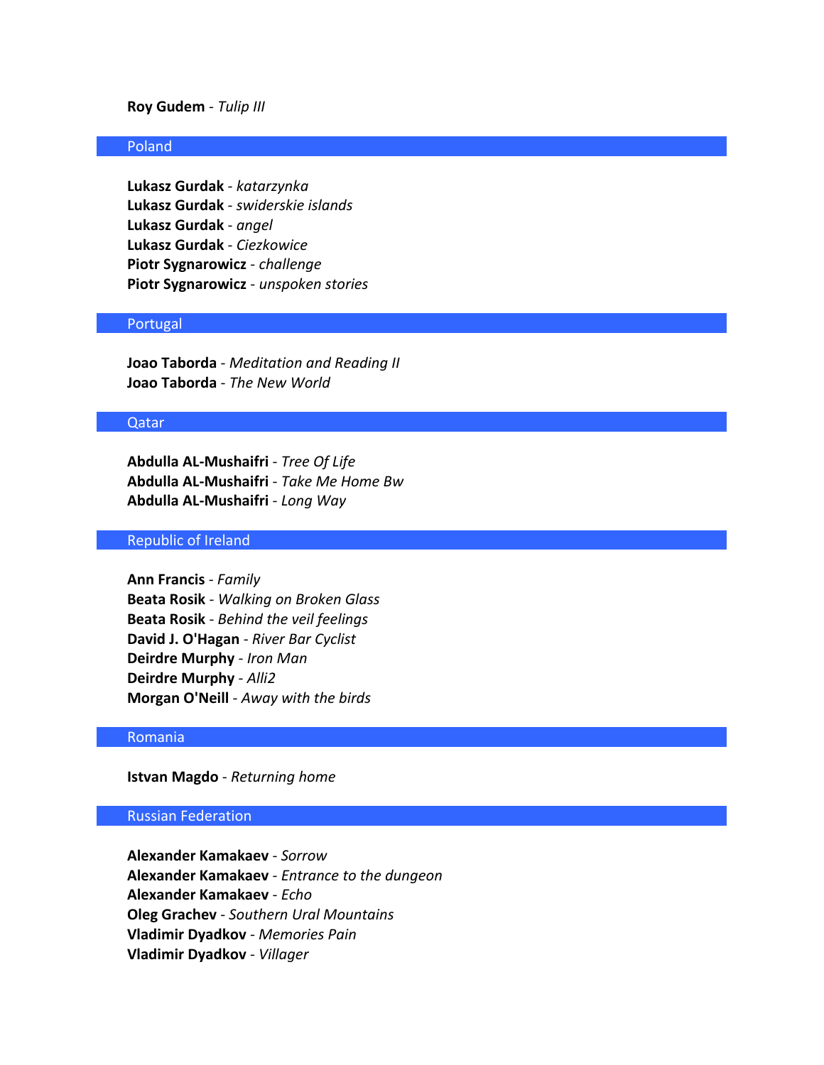**Roy Gudem** - *Tulip III*

## Poland

**Lukasz Gurdak** - *katarzynka*
**Lukasz Gurdak** - *swiderskie islands*
**Lukasz Gurdak** - *angel*
**Lukasz Gurdak** - *Ciezkowice*
**Piotr Sygnarowicz** - *challenge*
**Piotr Sygnarowicz** - *unspoken stories*

## Portugal

**Joao Taborda** - *Meditation and Reading II*
**Joao Taborda** - *The New World*

## Qatar

**Abdulla AL-Mushaifri** - *Tree Of Life*
**Abdulla AL-Mushaifri** - *Take Me Home Bw*
**Abdulla AL-Mushaifri** - *Long Way*

## Republic of Ireland

**Ann Francis** - *Family*
**Beata Rosik** - *Walking on Broken Glass*
**Beata Rosik** - *Behind the veil feelings*
**David J. O'Hagan** - *River Bar Cyclist*
**Deirdre Murphy** - *Iron Man*
**Deirdre Murphy** - *Alli2*
**Morgan O'Neill** - *Away with the birds*

## Romania

**Istvan Magdo** - *Returning home*

## Russian Federation

**Alexander Kamakaev** - *Sorrow*
**Alexander Kamakaev** - *Entrance to the dungeon*
**Alexander Kamakaev** - *Echo*
**Oleg Grachev** - *Southern Ural Mountains*
**Vladimir Dyadkov** - *Memories Pain*
**Vladimir Dyadkov** - *Villager*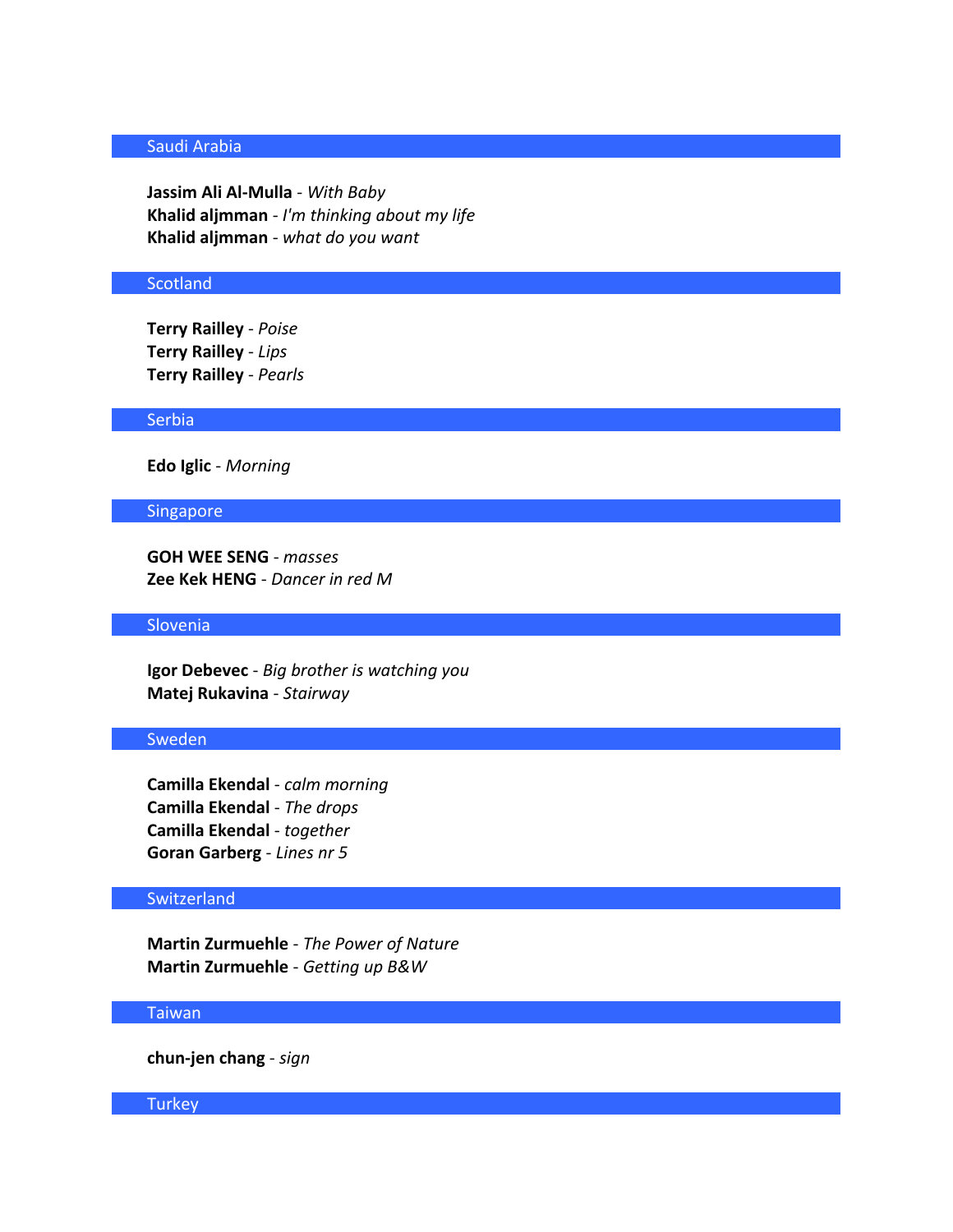## Saudi Arabia

**Jassim Ali Al-Mulla** - *With Baby*
**Khalid aljmman** - *I'm thinking about my life*
**Khalid aljmman** - *what do you want*

## Scotland

**Terry Railley** - *Poise*
**Terry Railley** - *Lips*
**Terry Railley** - *Pearls*

## Serbia

**Edo Iglic** - *Morning*

## Singapore

**GOH WEE SENG** - *masses*
**Zee Kek HENG** - *Dancer in red M*

## Slovenia

**Igor Debevec** - *Big brother is watching you*
**Matej Rukavina** - *Stairway*

## Sweden

**Camilla Ekendal** - *calm morning*
**Camilla Ekendal** - *The drops*
**Camilla Ekendal** - *together*
**Goran Garberg** - *Lines nr 5*

## Switzerland

**Martin Zurmuehle** - *The Power of Nature*
**Martin Zurmuehle** - *Getting up B&W*

## Taiwan

**chun-jen chang** - *sign*

## Turkey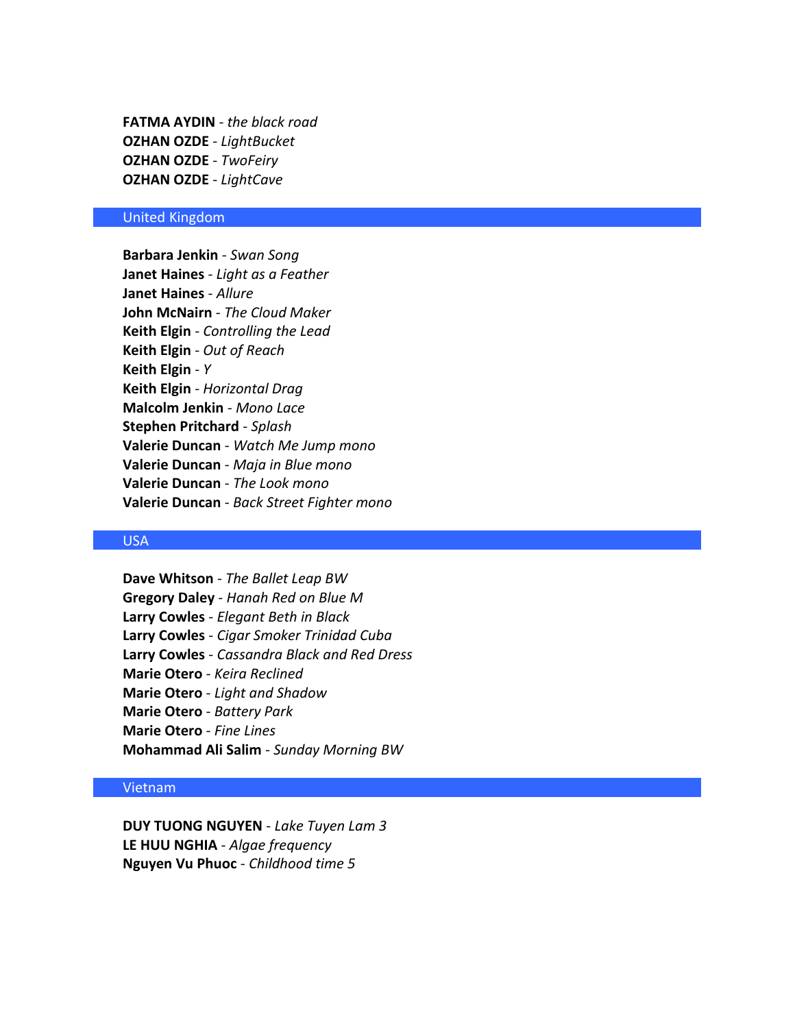**FATMA AYDIN** - *the black road*
**OZHAN OZDE** - *LightBucket*
**OZHAN OZDE** - *TwoFeiry*
**OZHAN OZDE** - *LightCave*

## United Kingdom

**Barbara Jenkin** - *Swan Song*
**Janet Haines** - *Light as a Feather*
**Janet Haines** - *Allure*
**John McNairn** - *The Cloud Maker*
**Keith Elgin** - *Controlling the Lead*
**Keith Elgin** - *Out of Reach*
**Keith Elgin** - *Y*
**Keith Elgin** - *Horizontal Drag*
**Malcolm Jenkin** - *Mono Lace*
**Stephen Pritchard** - *Splash*
**Valerie Duncan** - *Watch Me Jump mono*
**Valerie Duncan** - *Maja in Blue mono*
**Valerie Duncan** - *The Look mono*
**Valerie Duncan** - *Back Street Fighter mono*

## USA

**Dave Whitson** - *The Ballet Leap BW*
**Gregory Daley** - *Hanah Red on Blue M*
**Larry Cowles** - *Elegant Beth in Black*
**Larry Cowles** - *Cigar Smoker Trinidad Cuba*
**Larry Cowles** - *Cassandra Black and Red Dress*
**Marie Otero** - *Keira Reclined*
**Marie Otero** - *Light and Shadow*
**Marie Otero** - *Battery Park*
**Marie Otero** - *Fine Lines*
**Mohammad Ali Salim** - *Sunday Morning BW*

## Vietnam

**DUY TUONG NGUYEN** - *Lake Tuyen Lam 3*
**LE HUU NGHIA** - *Algae frequency*
**Nguyen Vu Phuoc** - *Childhood time 5*